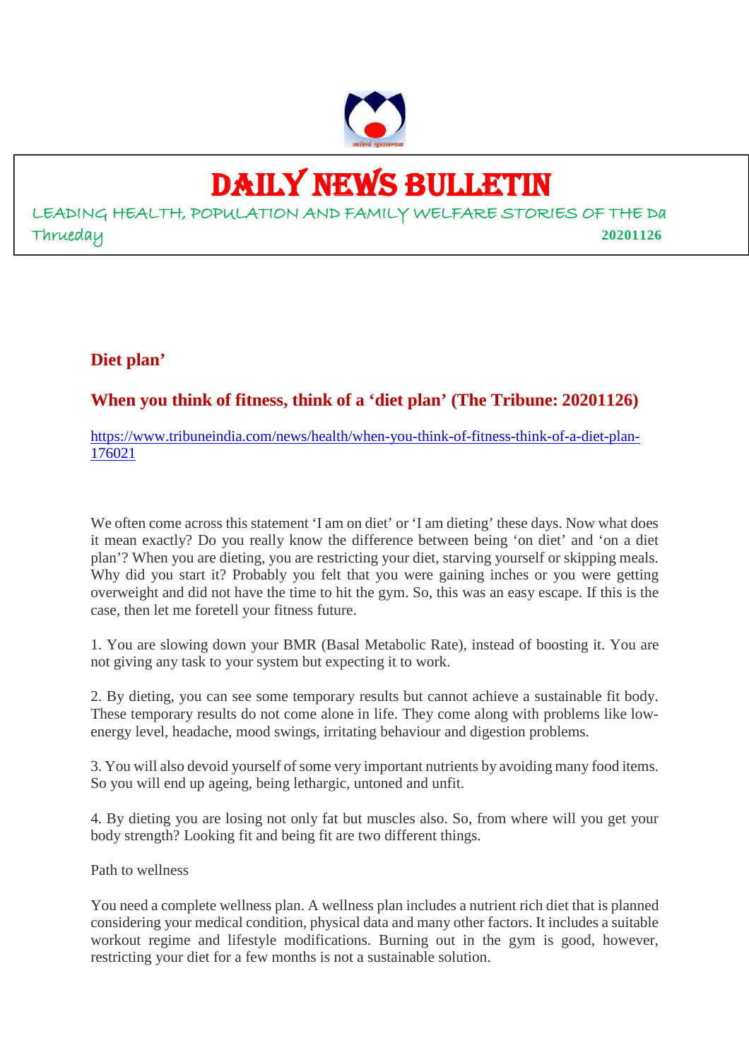# DAILY NEWS BULLETIN

LEADING HEALTH, POPULATION AND FAMILY WELFARE STORIES OF THE Da
Thrueday **20201126**

## Diet plan'

## When you think of fitness, think of a 'diet plan' (The Tribune: 20201126)

https://www.tribuneindia.com/news/health/when-you-think-of-fitness-think-of-a-diet-plan-176021

We often come across this statement 'I am on diet' or 'I am dieting' these days. Now what does it mean exactly? Do you really know the difference between being 'on diet' and 'on a diet plan'? When you are dieting, you are restricting your diet, starving yourself or skipping meals. Why did you start it? Probably you felt that you were gaining inches or you were getting overweight and did not have the time to hit the gym. So, this was an easy escape. If this is the case, then let me foretell your fitness future.

1. You are slowing down your BMR (Basal Metabolic Rate), instead of boosting it. You are not giving any task to your system but expecting it to work.

2. By dieting, you can see some temporary results but cannot achieve a sustainable fit body. These temporary results do not come alone in life. They come along with problems like low-energy level, headache, mood swings, irritating behaviour and digestion problems.

3. You will also devoid yourself of some very important nutrients by avoiding many food items. So you will end up ageing, being lethargic, untoned and unfit.

4. By dieting you are losing not only fat but muscles also. So, from where will you get your body strength? Looking fit and being fit are two different things.

Path to wellness

You need a complete wellness plan. A wellness plan includes a nutrient rich diet that is planned considering your medical condition, physical data and many other factors. It includes a suitable workout regime and lifestyle modifications. Burning out in the gym is good, however, restricting your diet for a few months is not a sustainable solution.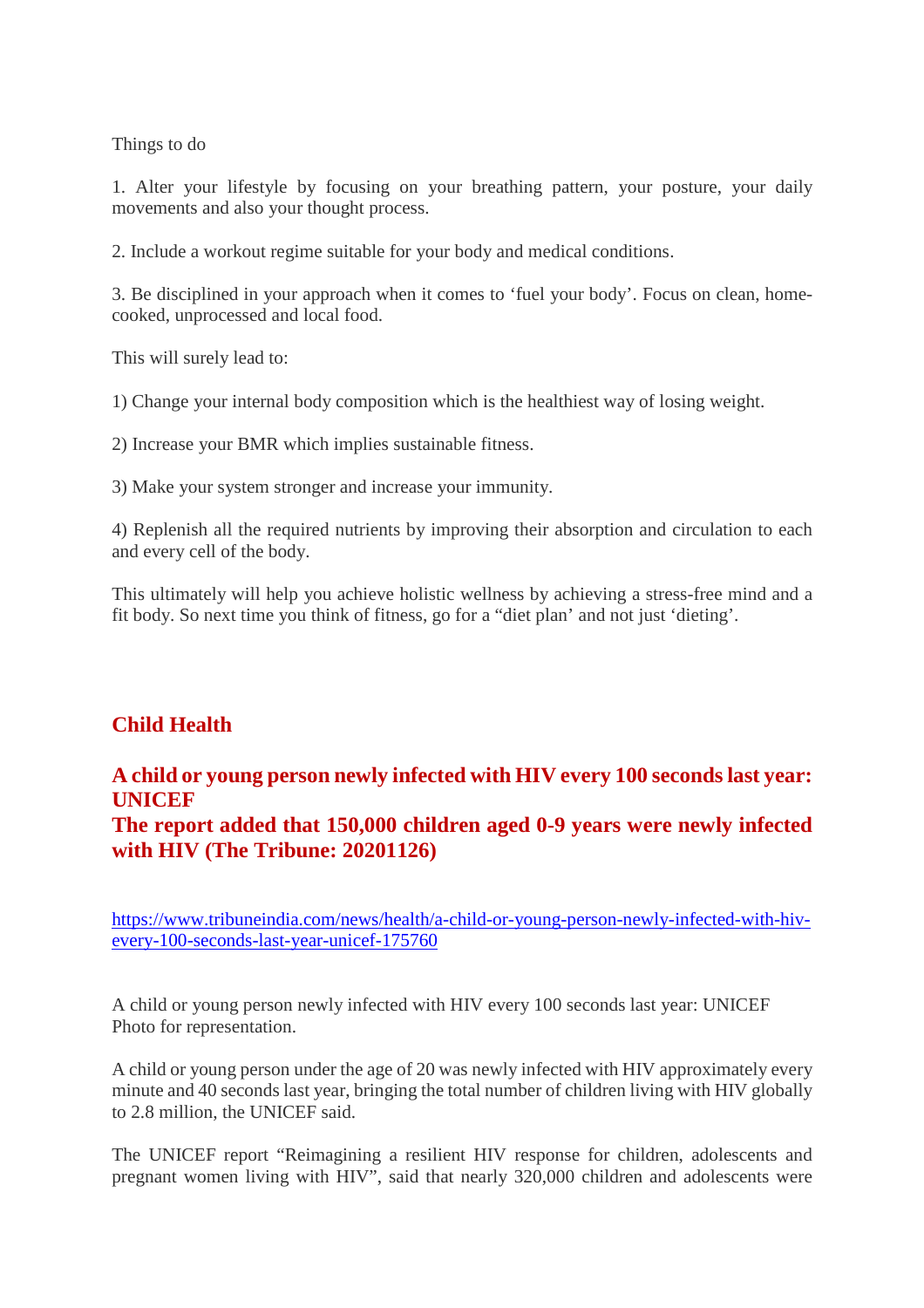Things to do

1. Alter your lifestyle by focusing on your breathing pattern, your posture, your daily movements and also your thought process.

2. Include a workout regime suitable for your body and medical conditions.

3. Be disciplined in your approach when it comes to 'fuel your body'. Focus on clean, home-cooked, unprocessed and local food.

This will surely lead to:

1) Change your internal body composition which is the healthiest way of losing weight.

2) Increase your BMR which implies sustainable fitness.

3) Make your system stronger and increase your immunity.

4) Replenish all the required nutrients by improving their absorption and circulation to each and every cell of the body.

This ultimately will help you achieve holistic wellness by achieving a stress-free mind and a fit body. So next time you think of fitness, go for a "diet plan' and not just 'dieting'.

## Child Health

### A child or young person newly infected with HIV every 100 seconds last year: UNICEF
### The report added that 150,000 children aged 0-9 years were newly infected with HIV (The Tribune: 20201126)

https://www.tribuneindia.com/news/health/a-child-or-young-person-newly-infected-with-hiv-every-100-seconds-last-year-unicef-175760

A child or young person newly infected with HIV every 100 seconds last year: UNICEF
Photo for representation.

A child or young person under the age of 20 was newly infected with HIV approximately every minute and 40 seconds last year, bringing the total number of children living with HIV globally to 2.8 million, the UNICEF said.

The UNICEF report "Reimagining a resilient HIV response for children, adolescents and pregnant women living with HIV", said that nearly 320,000 children and adolescents were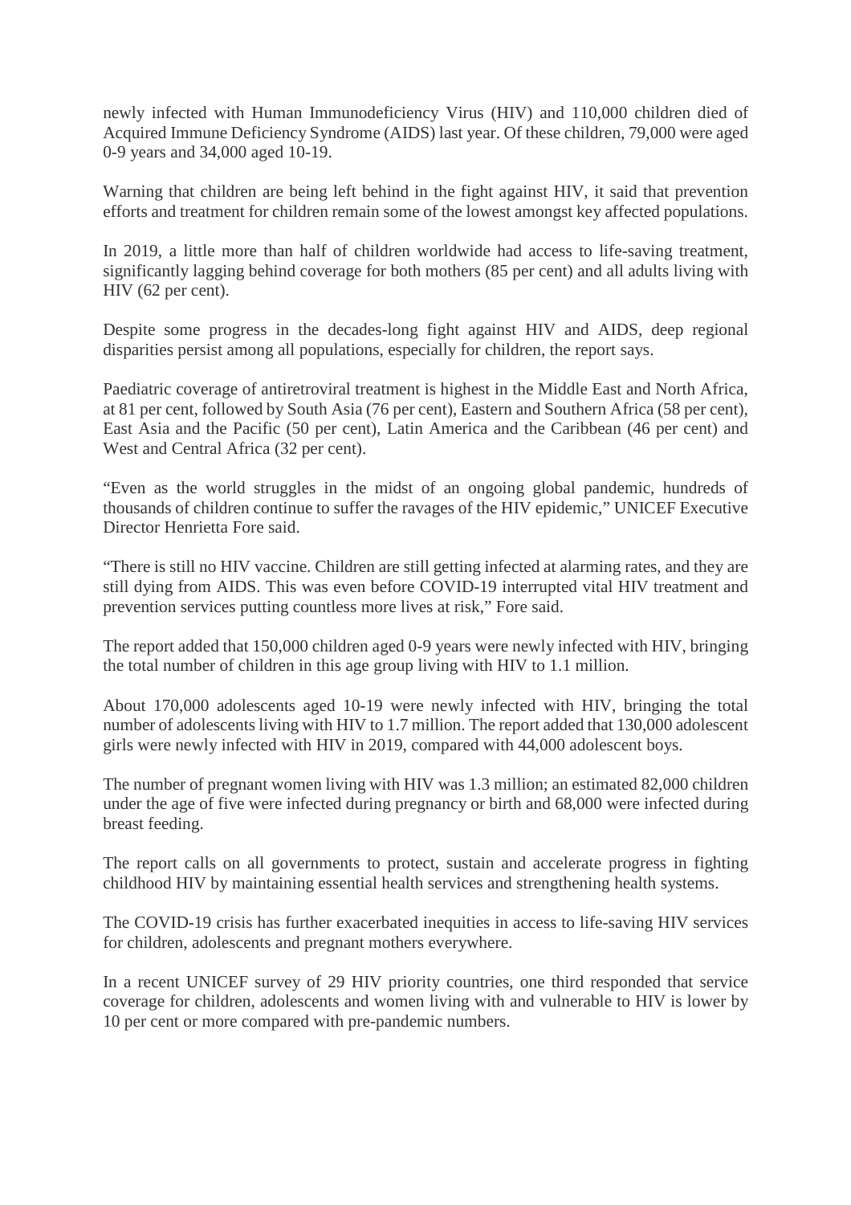newly infected with Human Immunodeficiency Virus (HIV) and 110,000 children died of Acquired Immune Deficiency Syndrome (AIDS) last year. Of these children, 79,000 were aged 0-9 years and 34,000 aged 10-19.

Warning that children are being left behind in the fight against HIV, it said that prevention efforts and treatment for children remain some of the lowest amongst key affected populations.

In 2019, a little more than half of children worldwide had access to life-saving treatment, significantly lagging behind coverage for both mothers (85 per cent) and all adults living with HIV (62 per cent).

Despite some progress in the decades-long fight against HIV and AIDS, deep regional disparities persist among all populations, especially for children, the report says.

Paediatric coverage of antiretroviral treatment is highest in the Middle East and North Africa, at 81 per cent, followed by South Asia (76 per cent), Eastern and Southern Africa (58 per cent), East Asia and the Pacific (50 per cent), Latin America and the Caribbean (46 per cent) and West and Central Africa (32 per cent).

"Even as the world struggles in the midst of an ongoing global pandemic, hundreds of thousands of children continue to suffer the ravages of the HIV epidemic," UNICEF Executive Director Henrietta Fore said.

"There is still no HIV vaccine. Children are still getting infected at alarming rates, and they are still dying from AIDS. This was even before COVID-19 interrupted vital HIV treatment and prevention services putting countless more lives at risk," Fore said.

The report added that 150,000 children aged 0-9 years were newly infected with HIV, bringing the total number of children in this age group living with HIV to 1.1 million.

About 170,000 adolescents aged 10-19 were newly infected with HIV, bringing the total number of adolescents living with HIV to 1.7 million. The report added that 130,000 adolescent girls were newly infected with HIV in 2019, compared with 44,000 adolescent boys.

The number of pregnant women living with HIV was 1.3 million; an estimated 82,000 children under the age of five were infected during pregnancy or birth and 68,000 were infected during breast feeding.

The report calls on all governments to protect, sustain and accelerate progress in fighting childhood HIV by maintaining essential health services and strengthening health systems.

The COVID-19 crisis has further exacerbated inequities in access to life-saving HIV services for children, adolescents and pregnant mothers everywhere.

In a recent UNICEF survey of 29 HIV priority countries, one third responded that service coverage for children, adolescents and women living with and vulnerable to HIV is lower by 10 per cent or more compared with pre-pandemic numbers.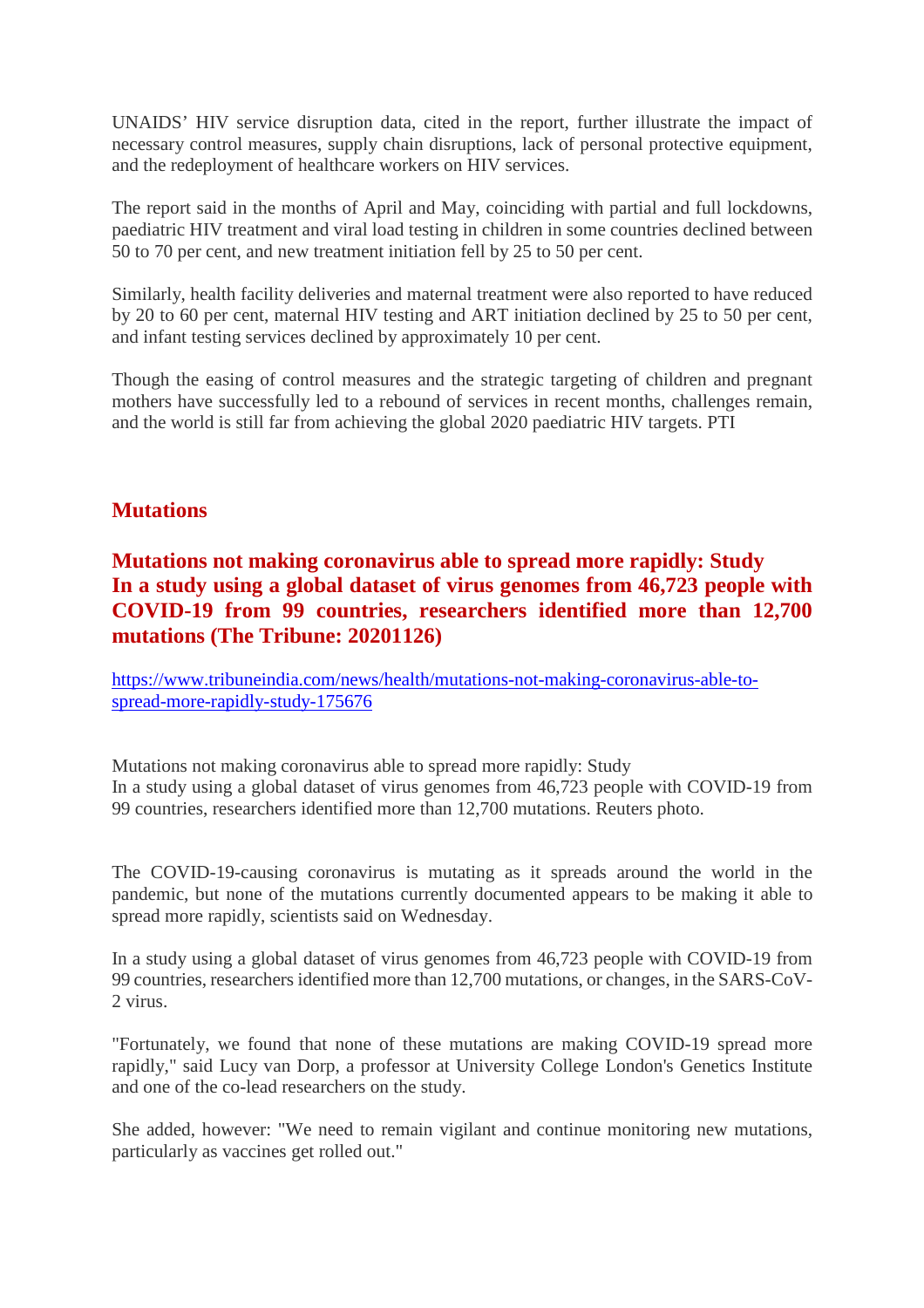UNAIDS' HIV service disruption data, cited in the report, further illustrate the impact of necessary control measures, supply chain disruptions, lack of personal protective equipment, and the redeployment of healthcare workers on HIV services.

The report said in the months of April and May, coinciding with partial and full lockdowns, paediatric HIV treatment and viral load testing in children in some countries declined between 50 to 70 per cent, and new treatment initiation fell by 25 to 50 per cent.

Similarly, health facility deliveries and maternal treatment were also reported to have reduced by 20 to 60 per cent, maternal HIV testing and ART initiation declined by 25 to 50 per cent, and infant testing services declined by approximately 10 per cent.

Though the easing of control measures and the strategic targeting of children and pregnant mothers have successfully led to a rebound of services in recent months, challenges remain, and the world is still far from achieving the global 2020 paediatric HIV targets. PTI

## Mutations

### Mutations not making coronavirus able to spread more rapidly: Study In a study using a global dataset of virus genomes from 46,723 people with COVID-19 from 99 countries, researchers identified more than 12,700 mutations (The Tribune: 20201126)

https://www.tribuneindia.com/news/health/mutations-not-making-coronavirus-able-to-spread-more-rapidly-study-175676

Mutations not making coronavirus able to spread more rapidly: Study
In a study using a global dataset of virus genomes from 46,723 people with COVID-19 from 99 countries, researchers identified more than 12,700 mutations. Reuters photo.

The COVID-19-causing coronavirus is mutating as it spreads around the world in the pandemic, but none of the mutations currently documented appears to be making it able to spread more rapidly, scientists said on Wednesday.

In a study using a global dataset of virus genomes from 46,723 people with COVID-19 from 99 countries, researchers identified more than 12,700 mutations, or changes, in the SARS-CoV-2 virus.

"Fortunately, we found that none of these mutations are making COVID-19 spread more rapidly," said Lucy van Dorp, a professor at University College London's Genetics Institute and one of the co-lead researchers on the study.

She added, however: "We need to remain vigilant and continue monitoring new mutations, particularly as vaccines get rolled out."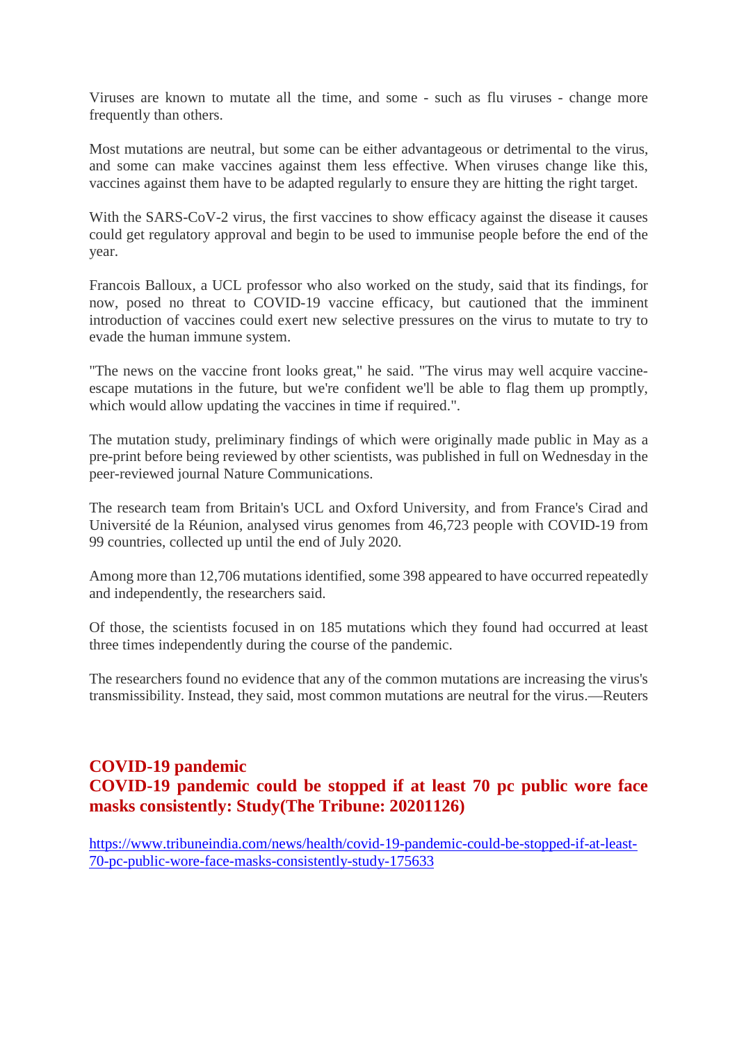Viruses are known to mutate all the time, and some - such as flu viruses - change more frequently than others.

Most mutations are neutral, but some can be either advantageous or detrimental to the virus, and some can make vaccines against them less effective. When viruses change like this, vaccines against them have to be adapted regularly to ensure they are hitting the right target.

With the SARS-CoV-2 virus, the first vaccines to show efficacy against the disease it causes could get regulatory approval and begin to be used to immunise people before the end of the year.

Francois Balloux, a UCL professor who also worked on the study, said that its findings, for now, posed no threat to COVID-19 vaccine efficacy, but cautioned that the imminent introduction of vaccines could exert new selective pressures on the virus to mutate to try to evade the human immune system.

"The news on the vaccine front looks great," he said. "The virus may well acquire vaccine-escape mutations in the future, but we're confident we'll be able to flag them up promptly, which would allow updating the vaccines in time if required.".

The mutation study, preliminary findings of which were originally made public in May as a pre-print before being reviewed by other scientists, was published in full on Wednesday in the peer-reviewed journal Nature Communications.

The research team from Britain's UCL and Oxford University, and from France's Cirad and Université de la Réunion, analysed virus genomes from 46,723 people with COVID-19 from 99 countries, collected up until the end of July 2020.

Among more than 12,706 mutations identified, some 398 appeared to have occurred repeatedly and independently, the researchers said.

Of those, the scientists focused in on 185 mutations which they found had occurred at least three times independently during the course of the pandemic.

The researchers found no evidence that any of the common mutations are increasing the virus's transmissibility. Instead, they said, most common mutations are neutral for the virus.—Reuters

## COVID-19 pandemic

## COVID-19 pandemic could be stopped if at least 70 pc public wore face masks consistently: Study(The Tribune: 20201126)

https://www.tribuneindia.com/news/health/covid-19-pandemic-could-be-stopped-if-at-least-70-pc-public-wore-face-masks-consistently-study-175633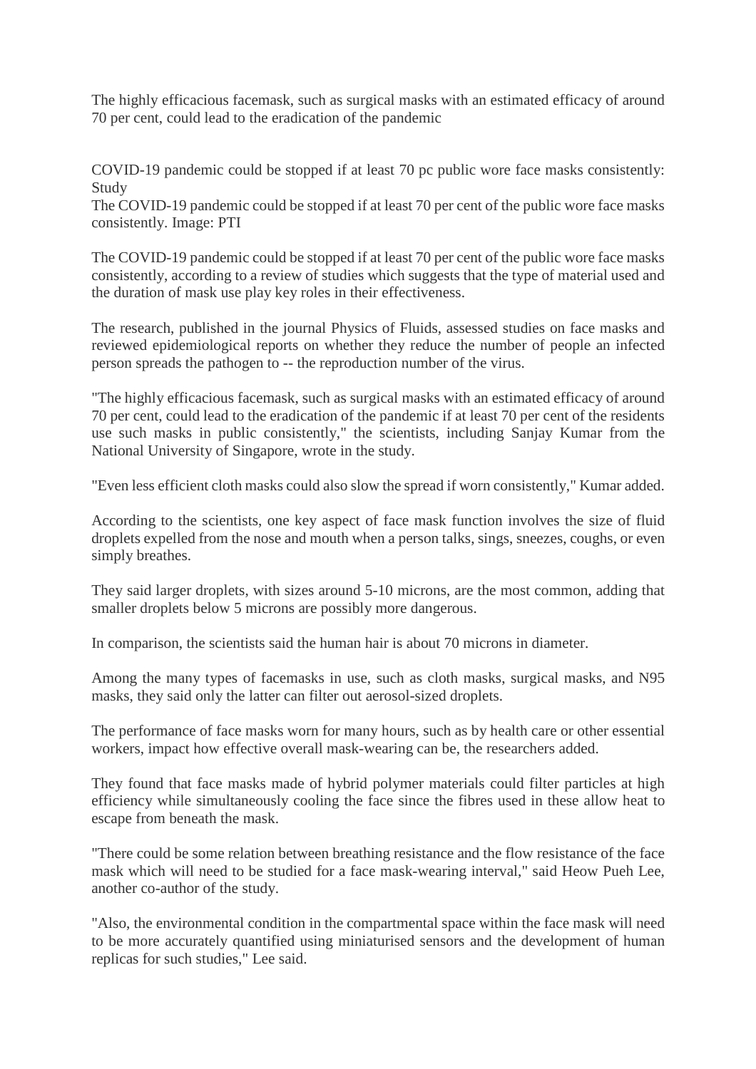The highly efficacious facemask, such as surgical masks with an estimated efficacy of around 70 per cent, could lead to the eradication of the pandemic

COVID-19 pandemic could be stopped if at least 70 pc public wore face masks consistently: Study

The COVID-19 pandemic could be stopped if at least 70 per cent of the public wore face masks consistently. Image: PTI

The COVID-19 pandemic could be stopped if at least 70 per cent of the public wore face masks consistently, according to a review of studies which suggests that the type of material used and the duration of mask use play key roles in their effectiveness.

The research, published in the journal Physics of Fluids, assessed studies on face masks and reviewed epidemiological reports on whether they reduce the number of people an infected person spreads the pathogen to -- the reproduction number of the virus.

"The highly efficacious facemask, such as surgical masks with an estimated efficacy of around 70 per cent, could lead to the eradication of the pandemic if at least 70 per cent of the residents use such masks in public consistently," the scientists, including Sanjay Kumar from the National University of Singapore, wrote in the study.

"Even less efficient cloth masks could also slow the spread if worn consistently," Kumar added.

According to the scientists, one key aspect of face mask function involves the size of fluid droplets expelled from the nose and mouth when a person talks, sings, sneezes, coughs, or even simply breathes.

They said larger droplets, with sizes around 5-10 microns, are the most common, adding that smaller droplets below 5 microns are possibly more dangerous.

In comparison, the scientists said the human hair is about 70 microns in diameter.

Among the many types of facemasks in use, such as cloth masks, surgical masks, and N95 masks, they said only the latter can filter out aerosol-sized droplets.

The performance of face masks worn for many hours, such as by health care or other essential workers, impact how effective overall mask-wearing can be, the researchers added.

They found that face masks made of hybrid polymer materials could filter particles at high efficiency while simultaneously cooling the face since the fibres used in these allow heat to escape from beneath the mask.

"There could be some relation between breathing resistance and the flow resistance of the face mask which will need to be studied for a face mask-wearing interval," said Heow Pueh Lee, another co-author of the study.

"Also, the environmental condition in the compartmental space within the face mask will need to be more accurately quantified using miniaturised sensors and the development of human replicas for such studies," Lee said.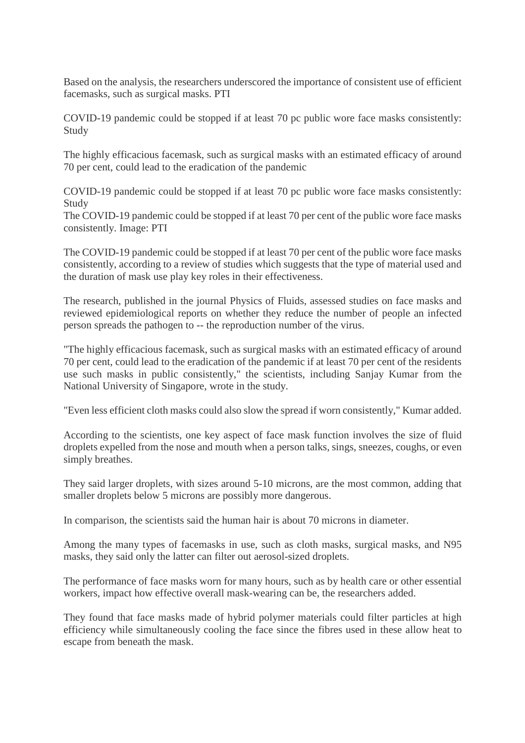Based on the analysis, the researchers underscored the importance of consistent use of efficient facemasks, such as surgical masks. PTI

COVID-19 pandemic could be stopped if at least 70 pc public wore face masks consistently: Study

The highly efficacious facemask, such as surgical masks with an estimated efficacy of around 70 per cent, could lead to the eradication of the pandemic

COVID-19 pandemic could be stopped if at least 70 pc public wore face masks consistently: Study
The COVID-19 pandemic could be stopped if at least 70 per cent of the public wore face masks consistently. Image: PTI

The COVID-19 pandemic could be stopped if at least 70 per cent of the public wore face masks consistently, according to a review of studies which suggests that the type of material used and the duration of mask use play key roles in their effectiveness.

The research, published in the journal Physics of Fluids, assessed studies on face masks and reviewed epidemiological reports on whether they reduce the number of people an infected person spreads the pathogen to -- the reproduction number of the virus.

"The highly efficacious facemask, such as surgical masks with an estimated efficacy of around 70 per cent, could lead to the eradication of the pandemic if at least 70 per cent of the residents use such masks in public consistently," the scientists, including Sanjay Kumar from the National University of Singapore, wrote in the study.

"Even less efficient cloth masks could also slow the spread if worn consistently," Kumar added.

According to the scientists, one key aspect of face mask function involves the size of fluid droplets expelled from the nose and mouth when a person talks, sings, sneezes, coughs, or even simply breathes.

They said larger droplets, with sizes around 5-10 microns, are the most common, adding that smaller droplets below 5 microns are possibly more dangerous.

In comparison, the scientists said the human hair is about 70 microns in diameter.

Among the many types of facemasks in use, such as cloth masks, surgical masks, and N95 masks, they said only the latter can filter out aerosol-sized droplets.

The performance of face masks worn for many hours, such as by health care or other essential workers, impact how effective overall mask-wearing can be, the researchers added.

They found that face masks made of hybrid polymer materials could filter particles at high efficiency while simultaneously cooling the face since the fibres used in these allow heat to escape from beneath the mask.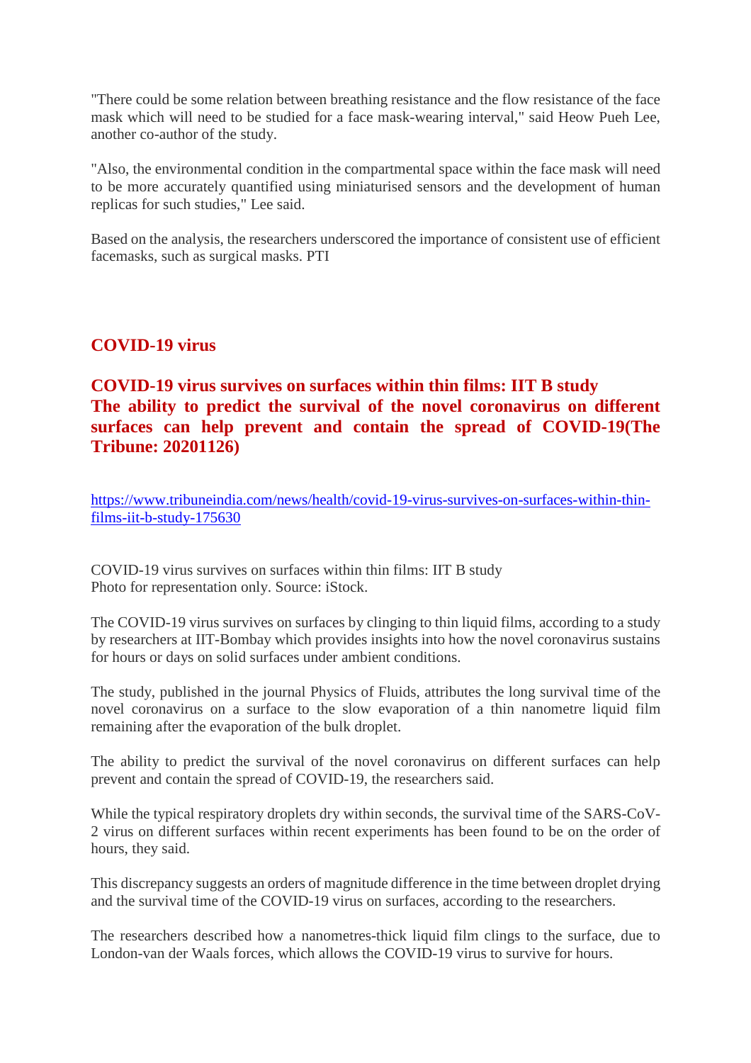"There could be some relation between breathing resistance and the flow resistance of the face mask which will need to be studied for a face mask-wearing interval," said Heow Pueh Lee, another co-author of the study.

"Also, the environmental condition in the compartmental space within the face mask will need to be more accurately quantified using miniaturised sensors and the development of human replicas for such studies," Lee said.

Based on the analysis, the researchers underscored the importance of consistent use of efficient facemasks, such as surgical masks. PTI

## COVID-19 virus

### COVID-19 virus survives on surfaces within thin films: IIT B study
### The ability to predict the survival of the novel coronavirus on different surfaces can help prevent and contain the spread of COVID-19(The Tribune: 20201126)

https://www.tribuneindia.com/news/health/covid-19-virus-survives-on-surfaces-within-thin-films-iit-b-study-175630

COVID-19 virus survives on surfaces within thin films: IIT B study
Photo for representation only. Source: iStock.

The COVID-19 virus survives on surfaces by clinging to thin liquid films, according to a study by researchers at IIT-Bombay which provides insights into how the novel coronavirus sustains for hours or days on solid surfaces under ambient conditions.

The study, published in the journal Physics of Fluids, attributes the long survival time of the novel coronavirus on a surface to the slow evaporation of a thin nanometre liquid film remaining after the evaporation of the bulk droplet.

The ability to predict the survival of the novel coronavirus on different surfaces can help prevent and contain the spread of COVID-19, the researchers said.

While the typical respiratory droplets dry within seconds, the survival time of the SARS-CoV-2 virus on different surfaces within recent experiments has been found to be on the order of hours, they said.

This discrepancy suggests an orders of magnitude difference in the time between droplet drying and the survival time of the COVID-19 virus on surfaces, according to the researchers.

The researchers described how a nanometres-thick liquid film clings to the surface, due to London-van der Waals forces, which allows the COVID-19 virus to survive for hours.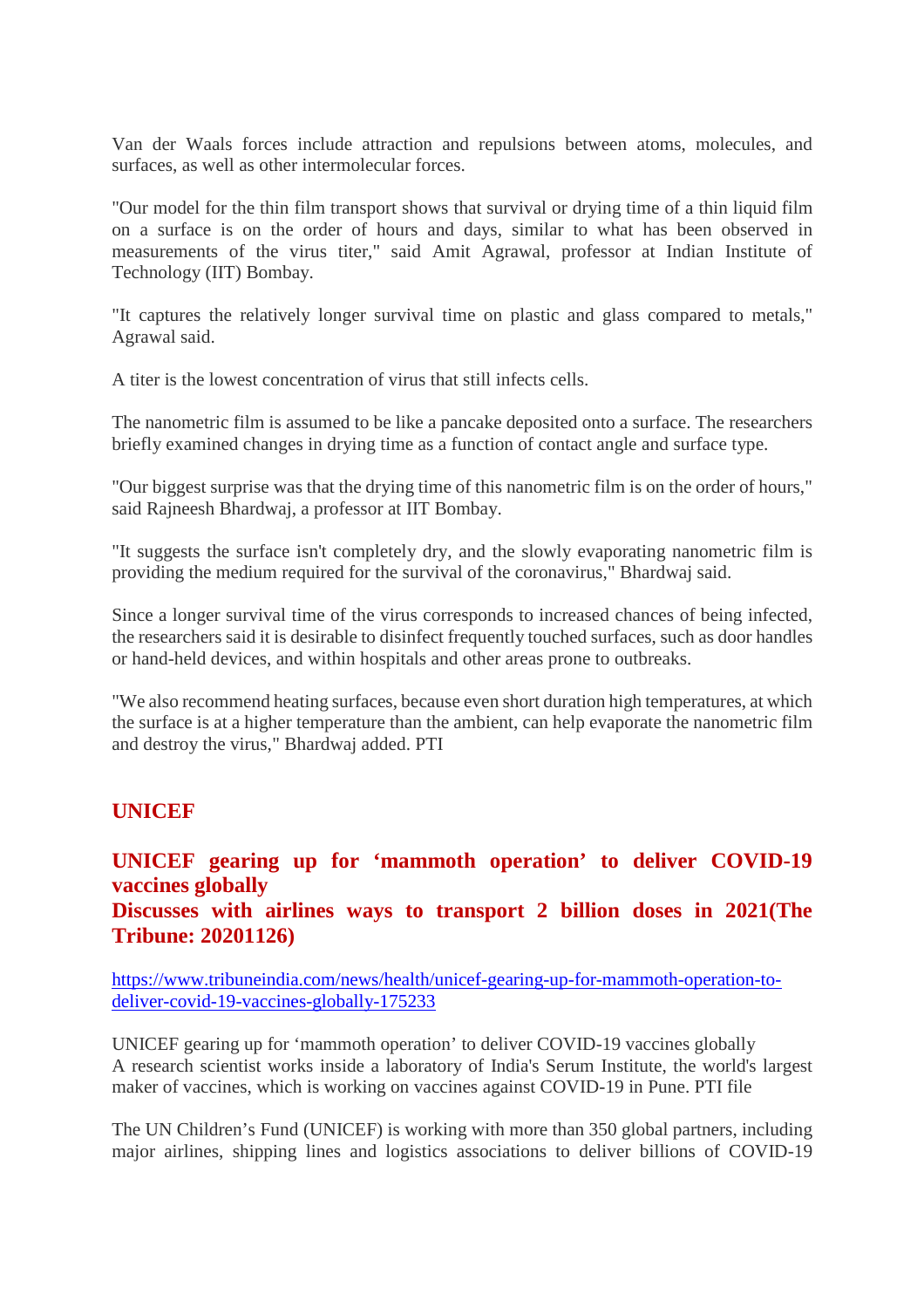Van der Waals forces include attraction and repulsions between atoms, molecules, and surfaces, as well as other intermolecular forces.

"Our model for the thin film transport shows that survival or drying time of a thin liquid film on a surface is on the order of hours and days, similar to what has been observed in measurements of the virus titer," said Amit Agrawal, professor at Indian Institute of Technology (IIT) Bombay.

"It captures the relatively longer survival time on plastic and glass compared to metals," Agrawal said.

A titer is the lowest concentration of virus that still infects cells.

The nanometric film is assumed to be like a pancake deposited onto a surface. The researchers briefly examined changes in drying time as a function of contact angle and surface type.

"Our biggest surprise was that the drying time of this nanometric film is on the order of hours," said Rajneesh Bhardwaj, a professor at IIT Bombay.

"It suggests the surface isn't completely dry, and the slowly evaporating nanometric film is providing the medium required for the survival of the coronavirus," Bhardwaj said.

Since a longer survival time of the virus corresponds to increased chances of being infected, the researchers said it is desirable to disinfect frequently touched surfaces, such as door handles or hand-held devices, and within hospitals and other areas prone to outbreaks.

"We also recommend heating surfaces, because even short duration high temperatures, at which the surface is at a higher temperature than the ambient, can help evaporate the nanometric film and destroy the virus," Bhardwaj added. PTI

## UNICEF

### UNICEF gearing up for 'mammoth operation' to deliver COVID-19 vaccines globally
### Discusses with airlines ways to transport 2 billion doses in 2021(The Tribune: 20201126)

https://www.tribuneindia.com/news/health/unicef-gearing-up-for-mammoth-operation-to-deliver-covid-19-vaccines-globally-175233

UNICEF gearing up for 'mammoth operation' to deliver COVID-19 vaccines globally
A research scientist works inside a laboratory of India's Serum Institute, the world's largest maker of vaccines, which is working on vaccines against COVID-19 in Pune. PTI file

The UN Children's Fund (UNICEF) is working with more than 350 global partners, including major airlines, shipping lines and logistics associations to deliver billions of COVID-19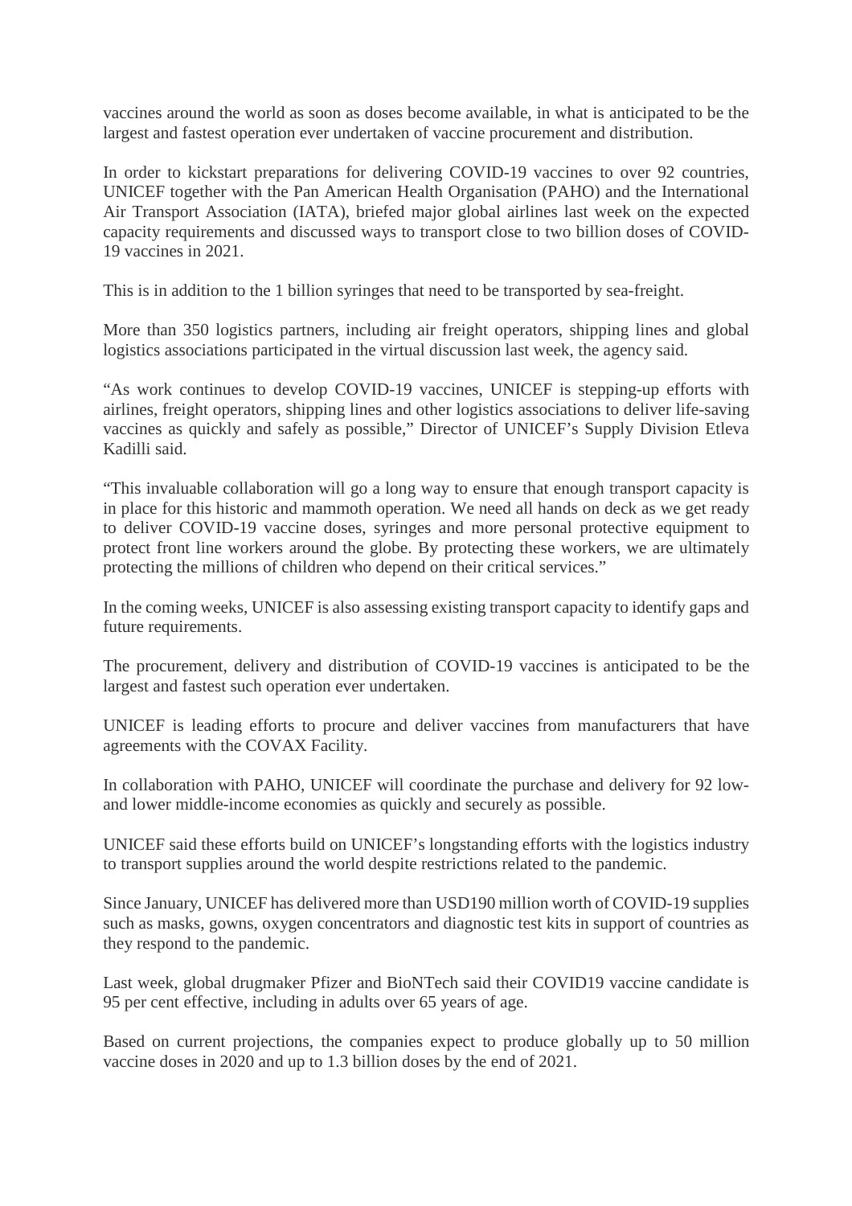vaccines around the world as soon as doses become available, in what is anticipated to be the largest and fastest operation ever undertaken of vaccine procurement and distribution.

In order to kickstart preparations for delivering COVID-19 vaccines to over 92 countries, UNICEF together with the Pan American Health Organisation (PAHO) and the International Air Transport Association (IATA), briefed major global airlines last week on the expected capacity requirements and discussed ways to transport close to two billion doses of COVID-19 vaccines in 2021.

This is in addition to the 1 billion syringes that need to be transported by sea-freight.

More than 350 logistics partners, including air freight operators, shipping lines and global logistics associations participated in the virtual discussion last week, the agency said.

"As work continues to develop COVID-19 vaccines, UNICEF is stepping-up efforts with airlines, freight operators, shipping lines and other logistics associations to deliver life-saving vaccines as quickly and safely as possible," Director of UNICEF's Supply Division Etleva Kadilli said.

"This invaluable collaboration will go a long way to ensure that enough transport capacity is in place for this historic and mammoth operation. We need all hands on deck as we get ready to deliver COVID-19 vaccine doses, syringes and more personal protective equipment to protect front line workers around the globe. By protecting these workers, we are ultimately protecting the millions of children who depend on their critical services."

In the coming weeks, UNICEF is also assessing existing transport capacity to identify gaps and future requirements.

The procurement, delivery and distribution of COVID-19 vaccines is anticipated to be the largest and fastest such operation ever undertaken.

UNICEF is leading efforts to procure and deliver vaccines from manufacturers that have agreements with the COVAX Facility.

In collaboration with PAHO, UNICEF will coordinate the purchase and delivery for 92 low- and lower middle-income economies as quickly and securely as possible.

UNICEF said these efforts build on UNICEF's longstanding efforts with the logistics industry to transport supplies around the world despite restrictions related to the pandemic.

Since January, UNICEF has delivered more than USD190 million worth of COVID-19 supplies such as masks, gowns, oxygen concentrators and diagnostic test kits in support of countries as they respond to the pandemic.

Last week, global drugmaker Pfizer and BioNTech said their COVID19 vaccine candidate is 95 per cent effective, including in adults over 65 years of age.

Based on current projections, the companies expect to produce globally up to 50 million vaccine doses in 2020 and up to 1.3 billion doses by the end of 2021.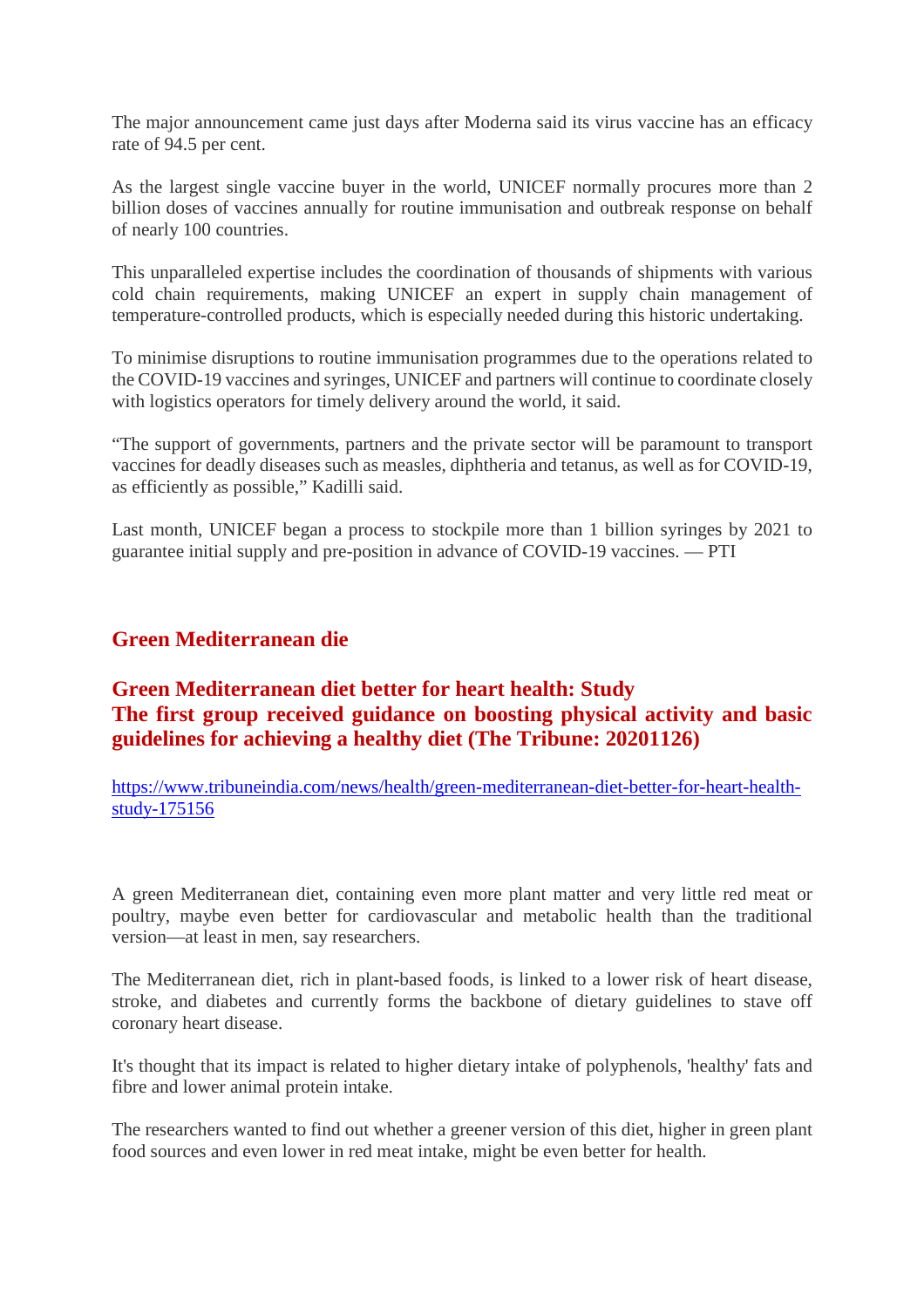The major announcement came just days after Moderna said its virus vaccine has an efficacy rate of 94.5 per cent.

As the largest single vaccine buyer in the world, UNICEF normally procures more than 2 billion doses of vaccines annually for routine immunisation and outbreak response on behalf of nearly 100 countries.

This unparalleled expertise includes the coordination of thousands of shipments with various cold chain requirements, making UNICEF an expert in supply chain management of temperature-controlled products, which is especially needed during this historic undertaking.

To minimise disruptions to routine immunisation programmes due to the operations related to the COVID-19 vaccines and syringes, UNICEF and partners will continue to coordinate closely with logistics operators for timely delivery around the world, it said.

"The support of governments, partners and the private sector will be paramount to transport vaccines for deadly diseases such as measles, diphtheria and tetanus, as well as for COVID-19, as efficiently as possible," Kadilli said.

Last month, UNICEF began a process to stockpile more than 1 billion syringes by 2021 to guarantee initial supply and pre-position in advance of COVID-19 vaccines. — PTI

## Green Mediterranean die

## Green Mediterranean diet better for heart health: Study
## The first group received guidance on boosting physical activity and basic guidelines for achieving a healthy diet (The Tribune: 20201126)

https://www.tribuneindia.com/news/health/green-mediterranean-diet-better-for-heart-health-study-175156

A green Mediterranean diet, containing even more plant matter and very little red meat or poultry, maybe even better for cardiovascular and metabolic health than the traditional version—at least in men, say researchers.

The Mediterranean diet, rich in plant-based foods, is linked to a lower risk of heart disease, stroke, and diabetes and currently forms the backbone of dietary guidelines to stave off coronary heart disease.

It's thought that its impact is related to higher dietary intake of polyphenols, 'healthy' fats and fibre and lower animal protein intake.

The researchers wanted to find out whether a greener version of this diet, higher in green plant food sources and even lower in red meat intake, might be even better for health.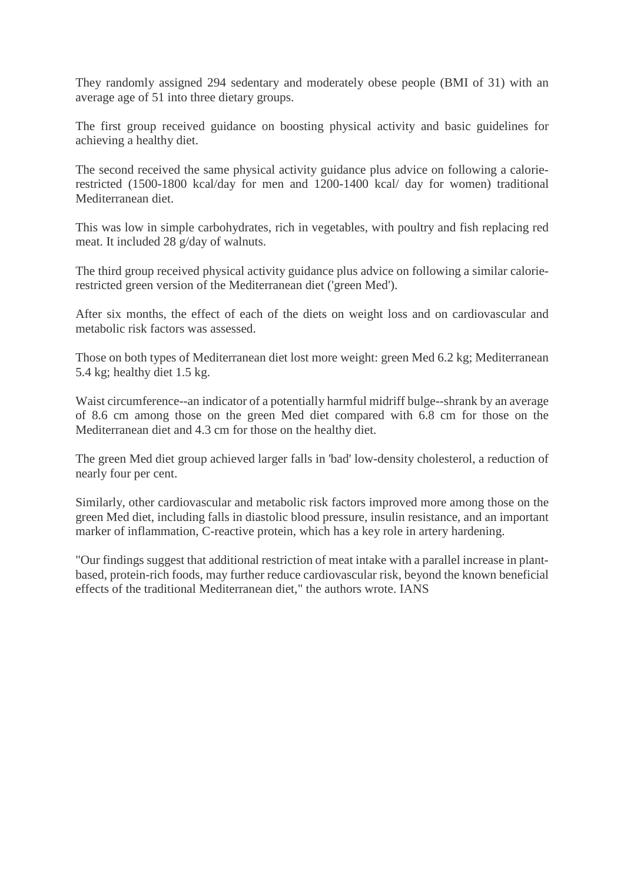They randomly assigned 294 sedentary and moderately obese people (BMI of 31) with an average age of 51 into three dietary groups.

The first group received guidance on boosting physical activity and basic guidelines for achieving a healthy diet.

The second received the same physical activity guidance plus advice on following a calorie-restricted (1500-1800 kcal/day for men and 1200-1400 kcal/ day for women) traditional Mediterranean diet.

This was low in simple carbohydrates, rich in vegetables, with poultry and fish replacing red meat. It included 28 g/day of walnuts.

The third group received physical activity guidance plus advice on following a similar calorie-restricted green version of the Mediterranean diet ('green Med').

After six months, the effect of each of the diets on weight loss and on cardiovascular and metabolic risk factors was assessed.

Those on both types of Mediterranean diet lost more weight: green Med 6.2 kg; Mediterranean 5.4 kg; healthy diet 1.5 kg.

Waist circumference--an indicator of a potentially harmful midriff bulge--shrank by an average of 8.6 cm among those on the green Med diet compared with 6.8 cm for those on the Mediterranean diet and 4.3 cm for those on the healthy diet.

The green Med diet group achieved larger falls in 'bad' low-density cholesterol, a reduction of nearly four per cent.

Similarly, other cardiovascular and metabolic risk factors improved more among those on the green Med diet, including falls in diastolic blood pressure, insulin resistance, and an important marker of inflammation, C-reactive protein, which has a key role in artery hardening.

"Our findings suggest that additional restriction of meat intake with a parallel increase in plant-based, protein-rich foods, may further reduce cardiovascular risk, beyond the known beneficial effects of the traditional Mediterranean diet," the authors wrote. IANS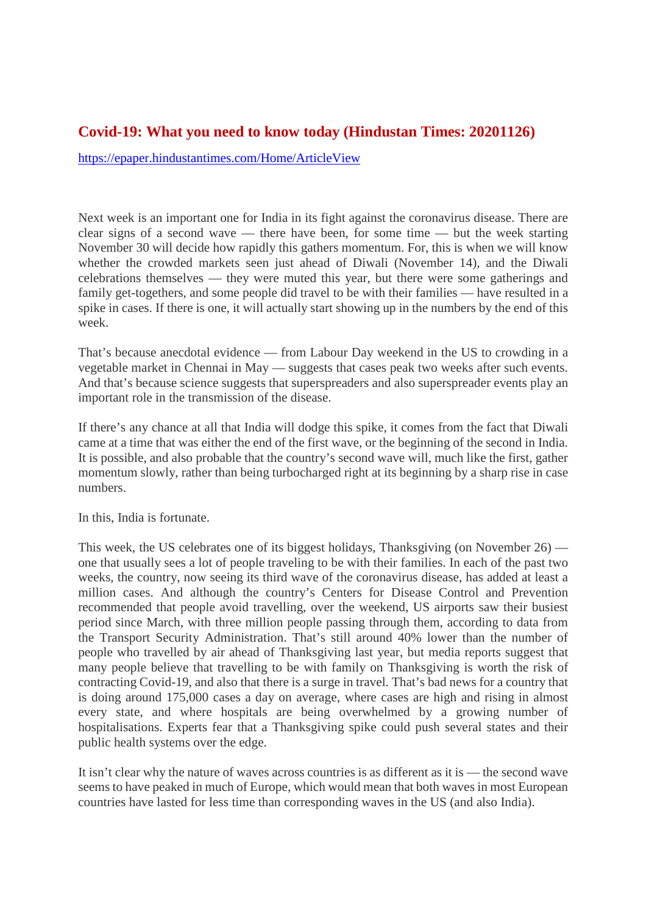## Covid-19: What you need to know today (Hindustan Times: 20201126)

https://epaper.hindustantimes.com/Home/ArticleView

Next week is an important one for India in its fight against the coronavirus disease. There are clear signs of a second wave — there have been, for some time — but the week starting November 30 will decide how rapidly this gathers momentum. For, this is when we will know whether the crowded markets seen just ahead of Diwali (November 14), and the Diwali celebrations themselves — they were muted this year, but there were some gatherings and family get-togethers, and some people did travel to be with their families — have resulted in a spike in cases. If there is one, it will actually start showing up in the numbers by the end of this week.

That's because anecdotal evidence — from Labour Day weekend in the US to crowding in a vegetable market in Chennai in May — suggests that cases peak two weeks after such events. And that's because science suggests that superspreaders and also superspreader events play an important role in the transmission of the disease.

If there's any chance at all that India will dodge this spike, it comes from the fact that Diwali came at a time that was either the end of the first wave, or the beginning of the second in India. It is possible, and also probable that the country's second wave will, much like the first, gather momentum slowly, rather than being turbocharged right at its beginning by a sharp rise in case numbers.

In this, India is fortunate.

This week, the US celebrates one of its biggest holidays, Thanksgiving (on November 26) — one that usually sees a lot of people traveling to be with their families. In each of the past two weeks, the country, now seeing its third wave of the coronavirus disease, has added at least a million cases. And although the country's Centers for Disease Control and Prevention recommended that people avoid travelling, over the weekend, US airports saw their busiest period since March, with three million people passing through them, according to data from the Transport Security Administration. That's still around 40% lower than the number of people who travelled by air ahead of Thanksgiving last year, but media reports suggest that many people believe that travelling to be with family on Thanksgiving is worth the risk of contracting Covid-19, and also that there is a surge in travel. That's bad news for a country that is doing around 175,000 cases a day on average, where cases are high and rising in almost every state, and where hospitals are being overwhelmed by a growing number of hospitalisations. Experts fear that a Thanksgiving spike could push several states and their public health systems over the edge.

It isn't clear why the nature of waves across countries is as different as it is — the second wave seems to have peaked in much of Europe, which would mean that both waves in most European countries have lasted for less time than corresponding waves in the US (and also India).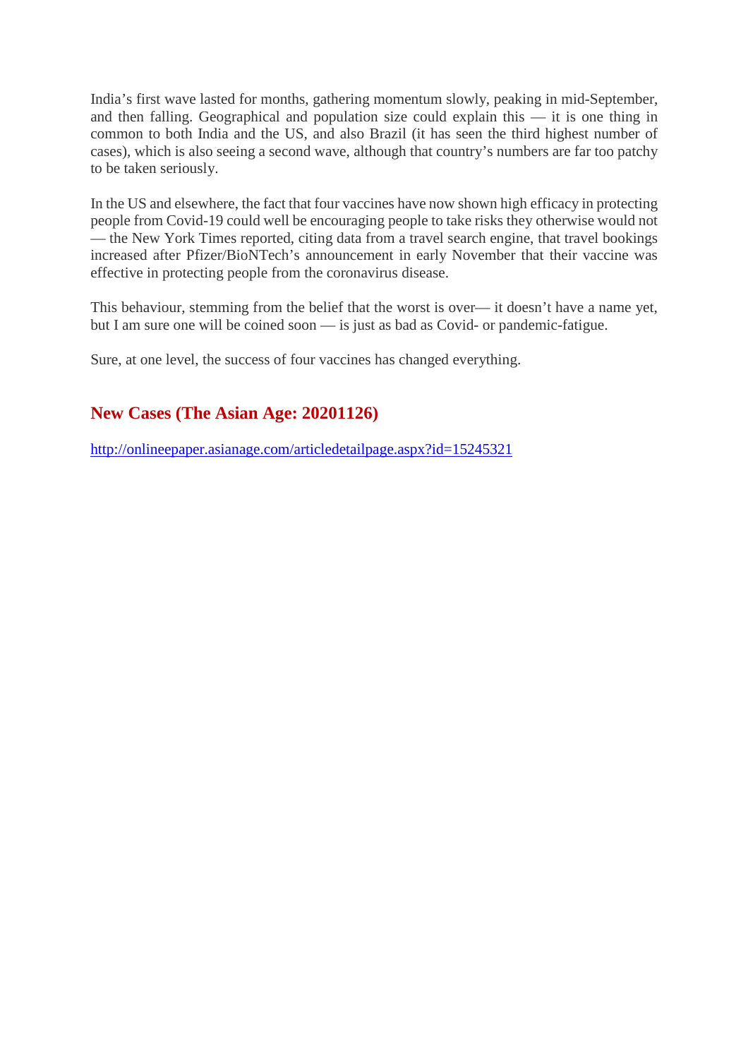India's first wave lasted for months, gathering momentum slowly, peaking in mid-September, and then falling. Geographical and population size could explain this — it is one thing in common to both India and the US, and also Brazil (it has seen the third highest number of cases), which is also seeing a second wave, although that country's numbers are far too patchy to be taken seriously.

In the US and elsewhere, the fact that four vaccines have now shown high efficacy in protecting people from Covid-19 could well be encouraging people to take risks they otherwise would not — the New York Times reported, citing data from a travel search engine, that travel bookings increased after Pfizer/BioNTech's announcement in early November that their vaccine was effective in protecting people from the coronavirus disease.

This behaviour, stemming from the belief that the worst is over— it doesn't have a name yet, but I am sure one will be coined soon — is just as bad as Covid- or pandemic-fatigue.

Sure, at one level, the success of four vaccines has changed everything.

## New Cases (The Asian Age: 20201126)

http://onlineepaper.asianage.com/articledetailpage.aspx?id=15245321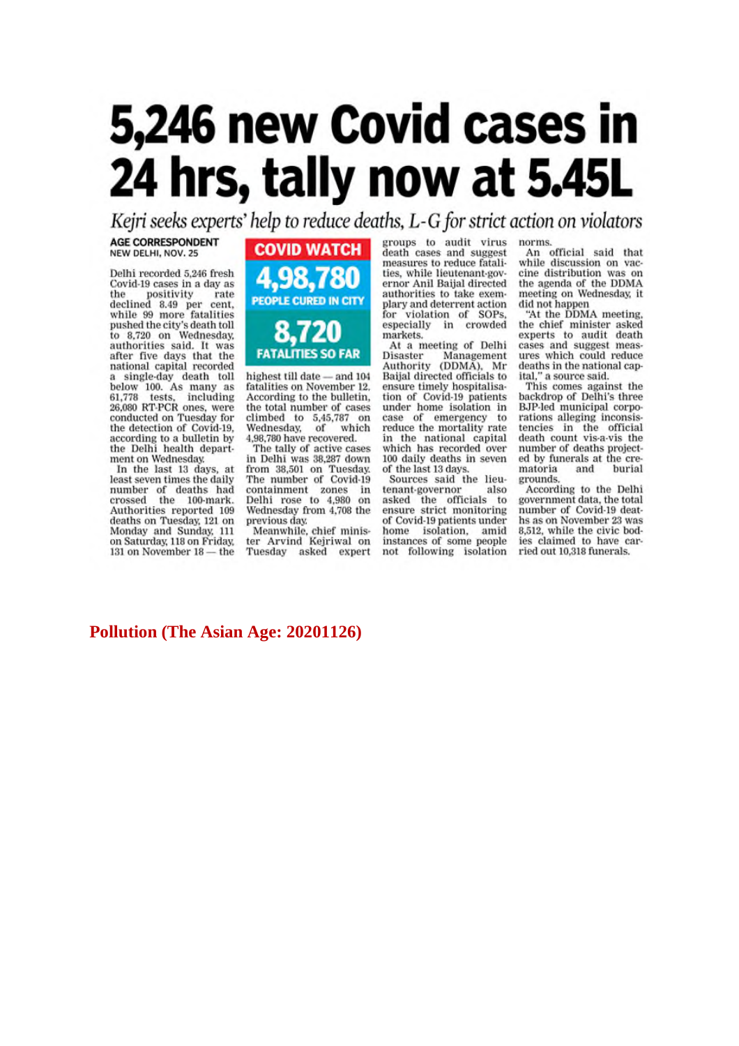# 5,246 new Covid cases in 24 hrs, tally now at 5.45L

*Kejri seeks experts' help to reduce deaths, L-G for strict action on violators*

**AGE CORRESPONDENT**
NEW DELHI, NOV. 25

**COVID WATCH**

**4,98,780**
PEOPLE CURED IN CITY

**8,720**
FATALITIES SO FAR

Delhi recorded 5,246 fresh Covid-19 cases in a day as the positivity rate declined 8.49 per cent, while 99 more fatalities pushed the city's death toll to 8,720 on Wednesday, authorities said. It was after five days that the national capital recorded a single-day death toll below 100. As many as 61,778 tests, including 26,080 RT-PCR ones, were conducted on Tuesday for the detection of Covid-19, according to a bulletin by the Delhi health department on Wednesday.

In the last 13 days, at least seven times the daily number of deaths had crossed the 100-mark. Authorities reported 109 deaths on Tuesday, 121 on Monday and Sunday, 111 on Saturday, 118 on Friday, 131 on November 18 — the highest till date — and 104 fatalities on November 12. According to the bulletin, the total number of cases climbed to 5,45,787 on Wednesday, of which 4,98,780 have recovered.

The tally of active cases in Delhi was 38,287 down from 38,501 on Tuesday. The number of Covid-19 containment zones in Delhi rose to 4,980 on Wednesday from 4,708 the previous day.

Meanwhile, chief minister Arvind Kejriwal on Tuesday asked expert groups to audit virus death cases and suggest measures to reduce fatalities, while lieutenant-governor Anil Baijal directed authorities to take exemplary and deterrent action for violation of SOPs, especially in crowded markets.

At a meeting of Delhi Disaster Management Authority (DDMA), Mr Baijal directed officials to ensure timely hospitalisation of Covid-19 patients under home isolation in case of emergency to reduce the mortality rate in the national capital which has recorded over 100 daily deaths in seven of the last 13 days.

Sources said the lieutenant-governor also asked the officials to ensure strict monitoring of Covid-19 patients under home isolation, amid instances of some people not following isolation norms.

An official said that while discussion on vaccine distribution was on the agenda of the DDMA meeting on Wednesday, it did not happen

"At the DDMA meeting, the chief minister asked experts to audit death cases and suggest measures which could reduce deaths in the national capital," a source said.

This comes against the backdrop of Delhi's three BJP-led municipal corporations alleging inconsistencies in the official death count vis-a-vis the number of deaths projected by funerals at the crematoria and burial grounds.

According to the Delhi government data, the total number of Covid-19 deaths as on November 23 was 8,512, while the civic bodies claimed to have carried out 10,318 funerals.

**Pollution (The Asian Age: 20201126)**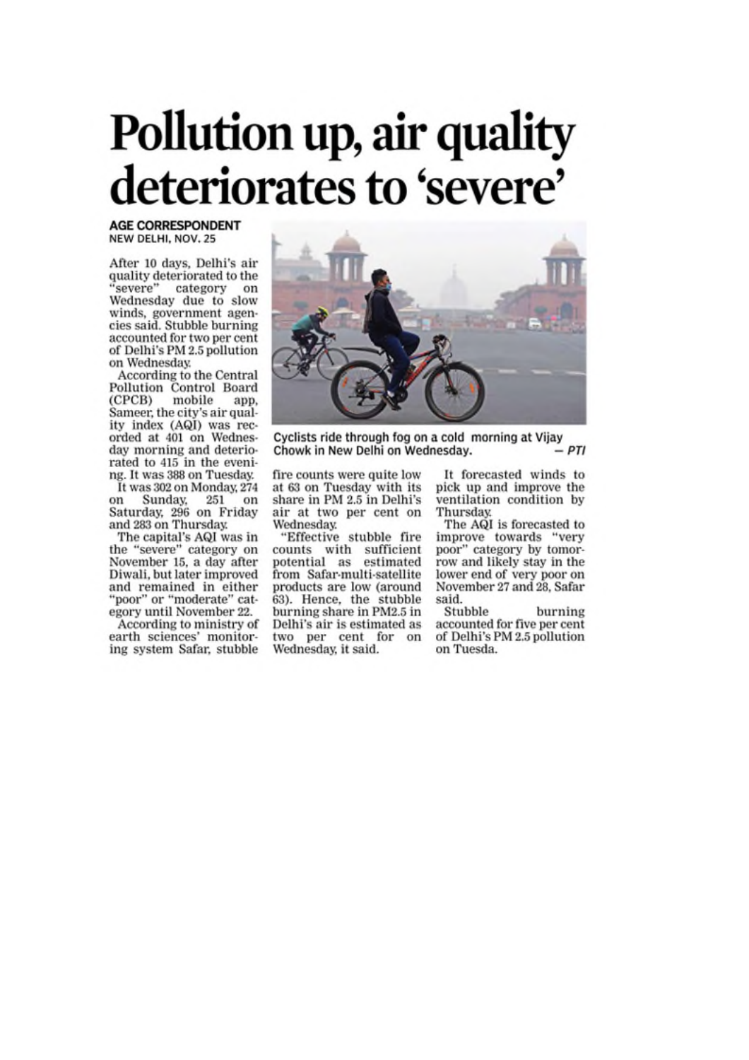# Pollution up, air quality deteriorates to 'severe'

**AGE CORRESPONDENT**
NEW DELHI, NOV. 25

After 10 days, Delhi's air quality deteriorated to the "severe" category on Wednesday due to slow winds, government agencies said. Stubble burning accounted for two per cent of Delhi's PM 2.5 pollution on Wednesday.

According to the Central Pollution Control Board (CPCB) mobile app, Sameer, the city's air quality index (AQI) was recorded at 401 on Wednesday morning and deteriorated to 415 in the evening. It was 388 on Tuesday.

It was 302 on Monday, 274 on Sunday, 251 on Saturday, 296 on Friday and 283 on Thursday.

The capital's AQI was in the "severe" category on November 15, a day after Diwali, but later improved and remained in either "poor" or "moderate" category until November 22.

According to ministry of earth sciences' monitoring system Safar, stubble fire counts were quite low at 63 on Tuesday with its share in PM 2.5 in Delhi's air at two per cent on Wednesday.

"Effective stubble fire counts with sufficient potential as estimated from Safar-multi-satellite products are low (around 63). Hence, the stubble burning share in PM2.5 in Delhi's air is estimated as two per cent for on Wednesday, it said.

It forecasted winds to pick up and improve the ventilation condition by Thursday.

The AQI is forecasted to improve towards "very poor" category by tomorrow and likely stay in the lower end of very poor on November 27 and 28, Safar said.

Stubble burning accounted for five per cent of Delhi's PM 2.5 pollution on Tuesda.

Cyclists ride through fog on a cold morning at Vijay Chowk in New Delhi on Wednesday. — *PTI*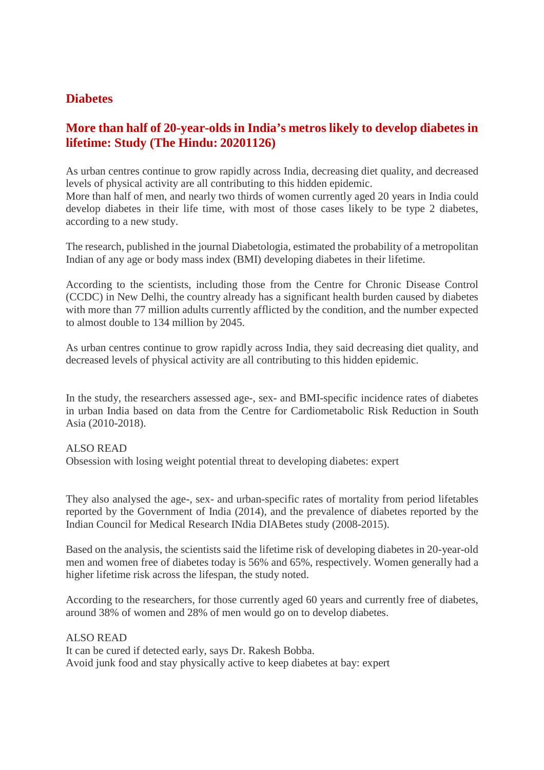## Diabetes

### More than half of 20-year-olds in India's metros likely to develop diabetes in lifetime: Study (The Hindu: 20201126)

As urban centres continue to grow rapidly across India, decreasing diet quality, and decreased levels of physical activity are all contributing to this hidden epidemic.
More than half of men, and nearly two thirds of women currently aged 20 years in India could develop diabetes in their life time, with most of those cases likely to be type 2 diabetes, according to a new study.

The research, published in the journal Diabetologia, estimated the probability of a metropolitan Indian of any age or body mass index (BMI) developing diabetes in their lifetime.

According to the scientists, including those from the Centre for Chronic Disease Control (CCDC) in New Delhi, the country already has a significant health burden caused by diabetes with more than 77 million adults currently afflicted by the condition, and the number expected to almost double to 134 million by 2045.

As urban centres continue to grow rapidly across India, they said decreasing diet quality, and decreased levels of physical activity are all contributing to this hidden epidemic.

In the study, the researchers assessed age-, sex- and BMI-specific incidence rates of diabetes in urban India based on data from the Centre for Cardiometabolic Risk Reduction in South Asia (2010-2018).

ALSO READ
Obsession with losing weight potential threat to developing diabetes: expert

They also analysed the age-, sex- and urban-specific rates of mortality from period lifetables reported by the Government of India (2014), and the prevalence of diabetes reported by the Indian Council for Medical Research INdia DIABetes study (2008-2015).

Based on the analysis, the scientists said the lifetime risk of developing diabetes in 20-year-old men and women free of diabetes today is 56% and 65%, respectively. Women generally had a higher lifetime risk across the lifespan, the study noted.

According to the researchers, for those currently aged 60 years and currently free of diabetes, around 38% of women and 28% of men would go on to develop diabetes.

ALSO READ
It can be cured if detected early, says Dr. Rakesh Bobba.
Avoid junk food and stay physically active to keep diabetes at bay: expert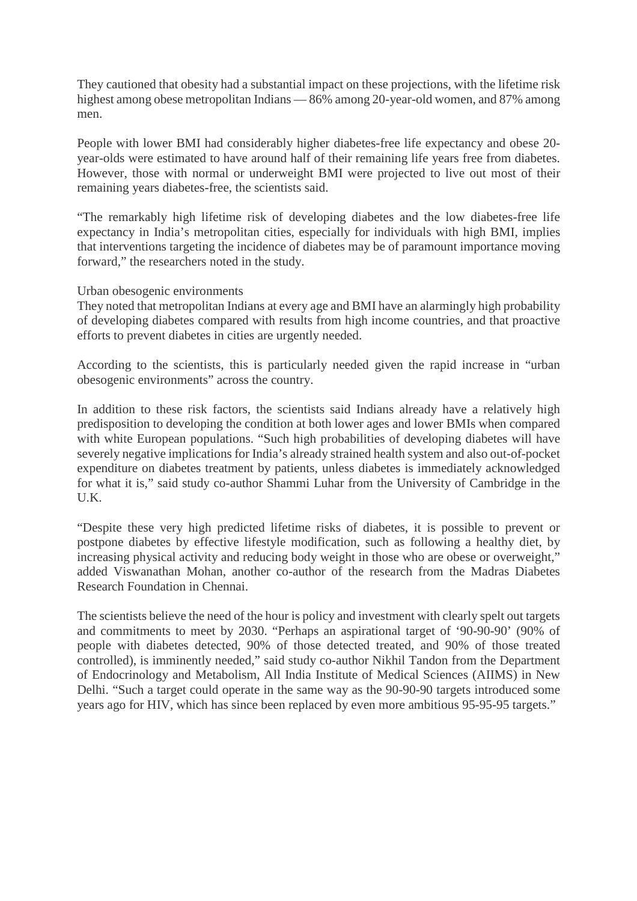They cautioned that obesity had a substantial impact on these projections, with the lifetime risk highest among obese metropolitan Indians — 86% among 20-year-old women, and 87% among men.

People with lower BMI had considerably higher diabetes-free life expectancy and obese 20-year-olds were estimated to have around half of their remaining life years free from diabetes. However, those with normal or underweight BMI were projected to live out most of their remaining years diabetes-free, the scientists said.

"The remarkably high lifetime risk of developing diabetes and the low diabetes-free life expectancy in India's metropolitan cities, especially for individuals with high BMI, implies that interventions targeting the incidence of diabetes may be of paramount importance moving forward," the researchers noted in the study.

## Urban obesogenic environments

They noted that metropolitan Indians at every age and BMI have an alarmingly high probability of developing diabetes compared with results from high income countries, and that proactive efforts to prevent diabetes in cities are urgently needed.

According to the scientists, this is particularly needed given the rapid increase in "urban obesogenic environments" across the country.

In addition to these risk factors, the scientists said Indians already have a relatively high predisposition to developing the condition at both lower ages and lower BMIs when compared with white European populations. "Such high probabilities of developing diabetes will have severely negative implications for India's already strained health system and also out-of-pocket expenditure on diabetes treatment by patients, unless diabetes is immediately acknowledged for what it is," said study co-author Shammi Luhar from the University of Cambridge in the U.K.

"Despite these very high predicted lifetime risks of diabetes, it is possible to prevent or postpone diabetes by effective lifestyle modification, such as following a healthy diet, by increasing physical activity and reducing body weight in those who are obese or overweight," added Viswanathan Mohan, another co-author of the research from the Madras Diabetes Research Foundation in Chennai.

The scientists believe the need of the hour is policy and investment with clearly spelt out targets and commitments to meet by 2030. "Perhaps an aspirational target of '90-90-90' (90% of people with diabetes detected, 90% of those detected treated, and 90% of those treated controlled), is imminently needed," said study co-author Nikhil Tandon from the Department of Endocrinology and Metabolism, All India Institute of Medical Sciences (AIIMS) in New Delhi. "Such a target could operate in the same way as the 90-90-90 targets introduced some years ago for HIV, which has since been replaced by even more ambitious 95-95-95 targets."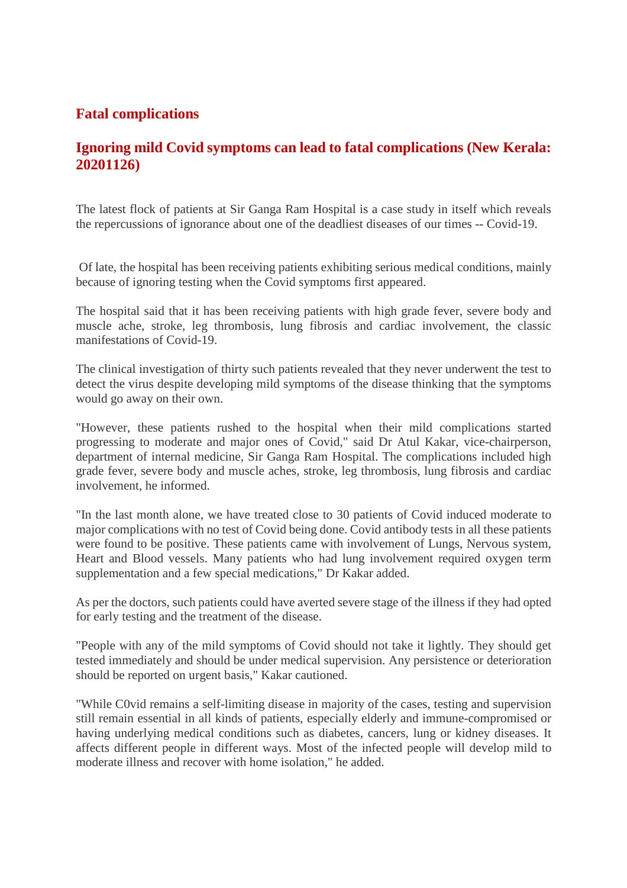## Fatal complications

### Ignoring mild Covid symptoms can lead to fatal complications (New Kerala: 20201126)

The latest flock of patients at Sir Ganga Ram Hospital is a case study in itself which reveals the repercussions of ignorance about one of the deadliest diseases of our times -- Covid-19.

Of late, the hospital has been receiving patients exhibiting serious medical conditions, mainly because of ignoring testing when the Covid symptoms first appeared.

The hospital said that it has been receiving patients with high grade fever, severe body and muscle ache, stroke, leg thrombosis, lung fibrosis and cardiac involvement, the classic manifestations of Covid-19.

The clinical investigation of thirty such patients revealed that they never underwent the test to detect the virus despite developing mild symptoms of the disease thinking that the symptoms would go away on their own.

"However, these patients rushed to the hospital when their mild complications started progressing to moderate and major ones of Covid," said Dr Atul Kakar, vice-chairperson, department of internal medicine, Sir Ganga Ram Hospital. The complications included high grade fever, severe body and muscle aches, stroke, leg thrombosis, lung fibrosis and cardiac involvement, he informed.

"In the last month alone, we have treated close to 30 patients of Covid induced moderate to major complications with no test of Covid being done. Covid antibody tests in all these patients were found to be positive. These patients came with involvement of Lungs, Nervous system, Heart and Blood vessels. Many patients who had lung involvement required oxygen term supplementation and a few special medications," Dr Kakar added.

As per the doctors, such patients could have averted severe stage of the illness if they had opted for early testing and the treatment of the disease.

"People with any of the mild symptoms of Covid should not take it lightly. They should get tested immediately and should be under medical supervision. Any persistence or deterioration should be reported on urgent basis," Kakar cautioned.

"While C0vid remains a self-limiting disease in majority of the cases, testing and supervision still remain essential in all kinds of patients, especially elderly and immune-compromised or having underlying medical conditions such as diabetes, cancers, lung or kidney diseases. It affects different people in different ways. Most of the infected people will develop mild to moderate illness and recover with home isolation," he added.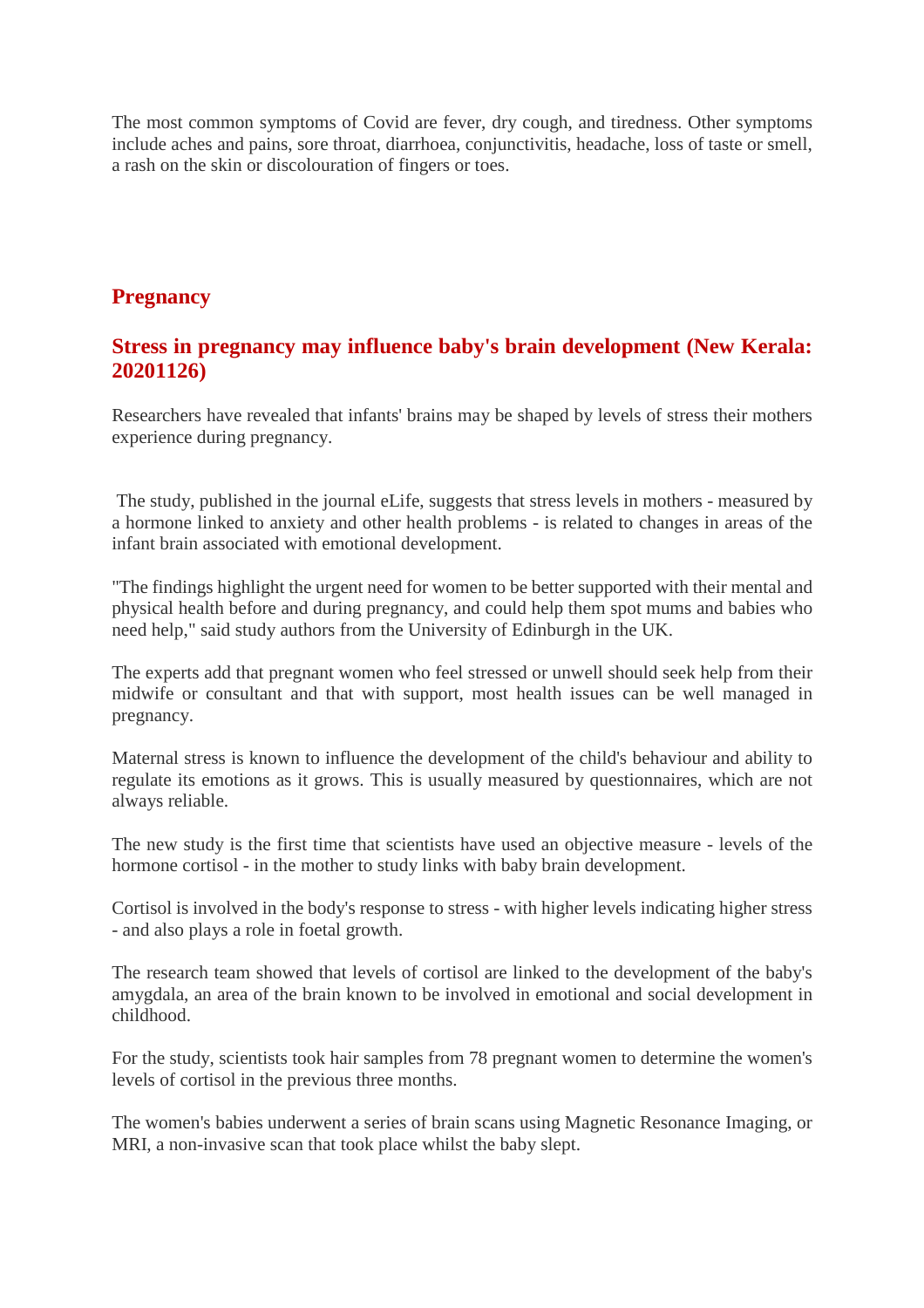The most common symptoms of Covid are fever, dry cough, and tiredness. Other symptoms include aches and pains, sore throat, diarrhoea, conjunctivitis, headache, loss of taste or smell, a rash on the skin or discolouration of fingers or toes.

## Pregnancy

### Stress in pregnancy may influence baby's brain development (New Kerala: 20201126)

Researchers have revealed that infants' brains may be shaped by levels of stress their mothers experience during pregnancy.

The study, published in the journal eLife, suggests that stress levels in mothers - measured by a hormone linked to anxiety and other health problems - is related to changes in areas of the infant brain associated with emotional development.

"The findings highlight the urgent need for women to be better supported with their mental and physical health before and during pregnancy, and could help them spot mums and babies who need help," said study authors from the University of Edinburgh in the UK.

The experts add that pregnant women who feel stressed or unwell should seek help from their midwife or consultant and that with support, most health issues can be well managed in pregnancy.

Maternal stress is known to influence the development of the child's behaviour and ability to regulate its emotions as it grows. This is usually measured by questionnaires, which are not always reliable.

The new study is the first time that scientists have used an objective measure - levels of the hormone cortisol - in the mother to study links with baby brain development.

Cortisol is involved in the body's response to stress - with higher levels indicating higher stress - and also plays a role in foetal growth.

The research team showed that levels of cortisol are linked to the development of the baby's amygdala, an area of the brain known to be involved in emotional and social development in childhood.

For the study, scientists took hair samples from 78 pregnant women to determine the women's levels of cortisol in the previous three months.

The women's babies underwent a series of brain scans using Magnetic Resonance Imaging, or MRI, a non-invasive scan that took place whilst the baby slept.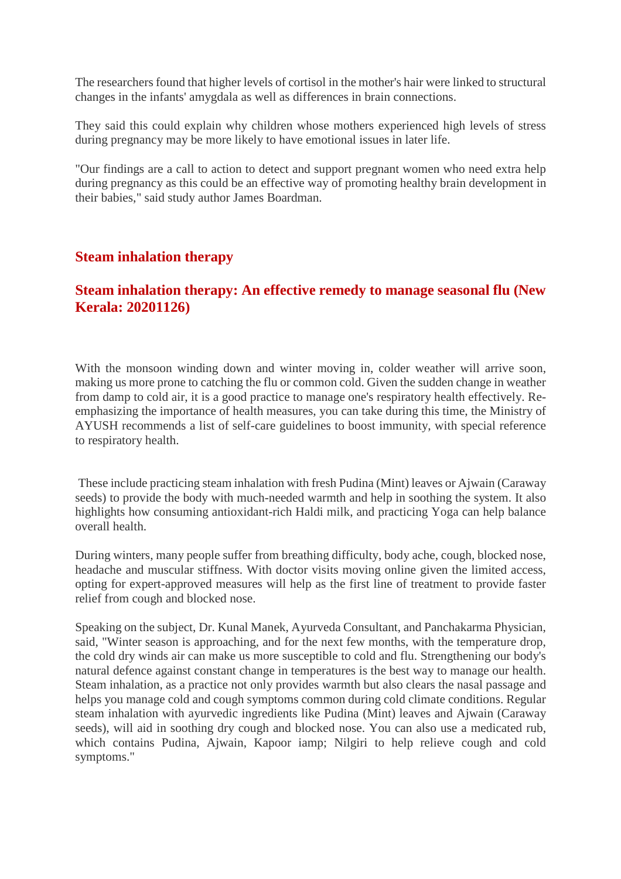The researchers found that higher levels of cortisol in the mother's hair were linked to structural changes in the infants' amygdala as well as differences in brain connections.

They said this could explain why children whose mothers experienced high levels of stress during pregnancy may be more likely to have emotional issues in later life.

"Our findings are a call to action to detect and support pregnant women who need extra help during pregnancy as this could be an effective way of promoting healthy brain development in their babies," said study author James Boardman.

## Steam inhalation therapy

## Steam inhalation therapy: An effective remedy to manage seasonal flu (New Kerala: 20201126)

With the monsoon winding down and winter moving in, colder weather will arrive soon, making us more prone to catching the flu or common cold. Given the sudden change in weather from damp to cold air, it is a good practice to manage one's respiratory health effectively. Re-emphasizing the importance of health measures, you can take during this time, the Ministry of AYUSH recommends a list of self-care guidelines to boost immunity, with special reference to respiratory health.

These include practicing steam inhalation with fresh Pudina (Mint) leaves or Ajwain (Caraway seeds) to provide the body with much-needed warmth and help in soothing the system. It also highlights how consuming antioxidant-rich Haldi milk, and practicing Yoga can help balance overall health.

During winters, many people suffer from breathing difficulty, body ache, cough, blocked nose, headache and muscular stiffness. With doctor visits moving online given the limited access, opting for expert-approved measures will help as the first line of treatment to provide faster relief from cough and blocked nose.

Speaking on the subject, Dr. Kunal Manek, Ayurveda Consultant, and Panchakarma Physician, said, "Winter season is approaching, and for the next few months, with the temperature drop, the cold dry winds air can make us more susceptible to cold and flu. Strengthening our body's natural defence against constant change in temperatures is the best way to manage our health. Steam inhalation, as a practice not only provides warmth but also clears the nasal passage and helps you manage cold and cough symptoms common during cold climate conditions. Regular steam inhalation with ayurvedic ingredients like Pudina (Mint) leaves and Ajwain (Caraway seeds), will aid in soothing dry cough and blocked nose. You can also use a medicated rub, which contains Pudina, Ajwain, Kapoor iamp; Nilgiri to help relieve cough and cold symptoms."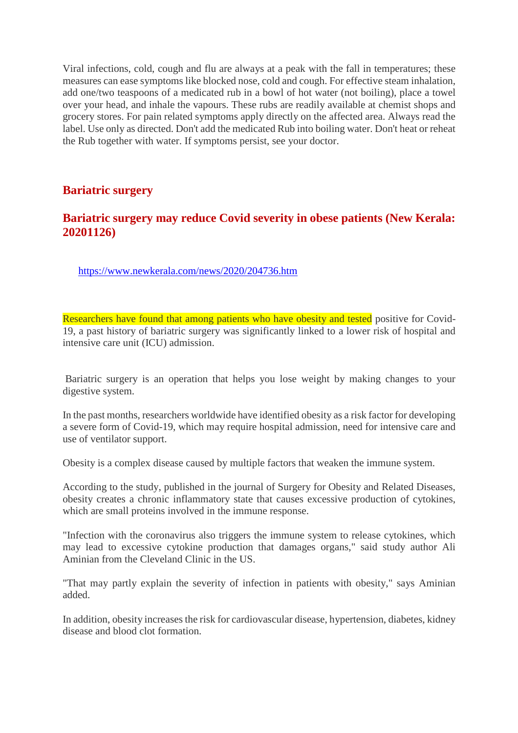Viral infections, cold, cough and flu are always at a peak with the fall in temperatures; these measures can ease symptoms like blocked nose, cold and cough. For effective steam inhalation, add one/two teaspoons of a medicated rub in a bowl of hot water (not boiling), place a towel over your head, and inhale the vapours. These rubs are readily available at chemist shops and grocery stores. For pain related symptoms apply directly on the affected area. Always read the label. Use only as directed. Don't add the medicated Rub into boiling water. Don't heat or reheat the Rub together with water. If symptoms persist, see your doctor.

## Bariatric surgery

## Bariatric surgery may reduce Covid severity in obese patients (New Kerala: 20201126)

https://www.newkerala.com/news/2020/204736.htm

Researchers have found that among patients who have obesity and tested positive for Covid-19, a past history of bariatric surgery was significantly linked to a lower risk of hospital and intensive care unit (ICU) admission.

Bariatric surgery is an operation that helps you lose weight by making changes to your digestive system.

In the past months, researchers worldwide have identified obesity as a risk factor for developing a severe form of Covid-19, which may require hospital admission, need for intensive care and use of ventilator support.

Obesity is a complex disease caused by multiple factors that weaken the immune system.

According to the study, published in the journal of Surgery for Obesity and Related Diseases, obesity creates a chronic inflammatory state that causes excessive production of cytokines, which are small proteins involved in the immune response.

"Infection with the coronavirus also triggers the immune system to release cytokines, which may lead to excessive cytokine production that damages organs," said study author Ali Aminian from the Cleveland Clinic in the US.

"That may partly explain the severity of infection in patients with obesity," says Aminian added.

In addition, obesity increases the risk for cardiovascular disease, hypertension, diabetes, kidney disease and blood clot formation.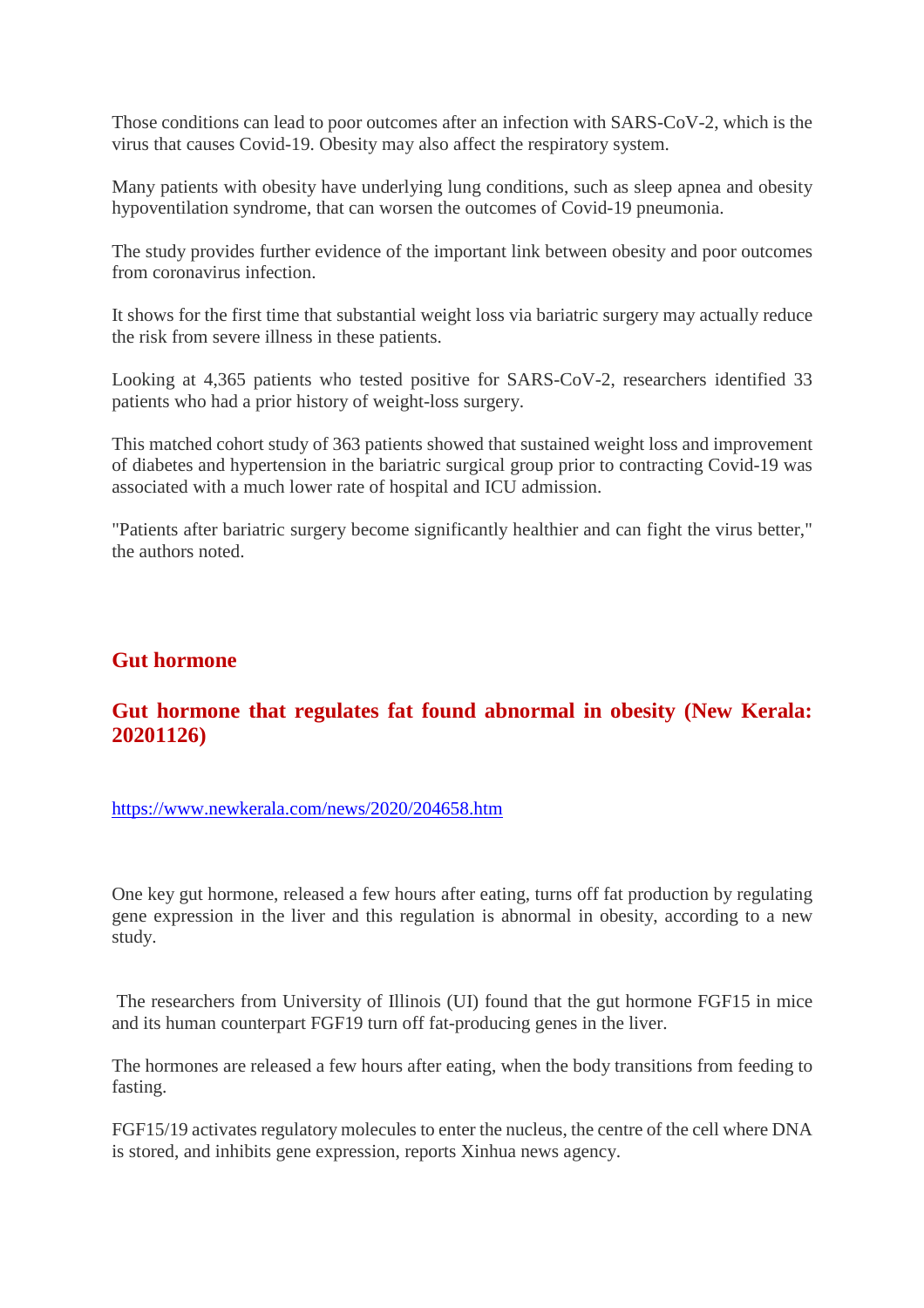Those conditions can lead to poor outcomes after an infection with SARS-CoV-2, which is the virus that causes Covid-19. Obesity may also affect the respiratory system.

Many patients with obesity have underlying lung conditions, such as sleep apnea and obesity hypoventilation syndrome, that can worsen the outcomes of Covid-19 pneumonia.

The study provides further evidence of the important link between obesity and poor outcomes from coronavirus infection.

It shows for the first time that substantial weight loss via bariatric surgery may actually reduce the risk from severe illness in these patients.

Looking at 4,365 patients who tested positive for SARS-CoV-2, researchers identified 33 patients who had a prior history of weight-loss surgery.

This matched cohort study of 363 patients showed that sustained weight loss and improvement of diabetes and hypertension in the bariatric surgical group prior to contracting Covid-19 was associated with a much lower rate of hospital and ICU admission.

"Patients after bariatric surgery become significantly healthier and can fight the virus better," the authors noted.

## Gut hormone

### Gut hormone that regulates fat found abnormal in obesity (New Kerala: 20201126)

https://www.newkerala.com/news/2020/204658.htm

One key gut hormone, released a few hours after eating, turns off fat production by regulating gene expression in the liver and this regulation is abnormal in obesity, according to a new study.

The researchers from University of Illinois (UI) found that the gut hormone FGF15 in mice and its human counterpart FGF19 turn off fat-producing genes in the liver.

The hormones are released a few hours after eating, when the body transitions from feeding to fasting.

FGF15/19 activates regulatory molecules to enter the nucleus, the centre of the cell where DNA is stored, and inhibits gene expression, reports Xinhua news agency.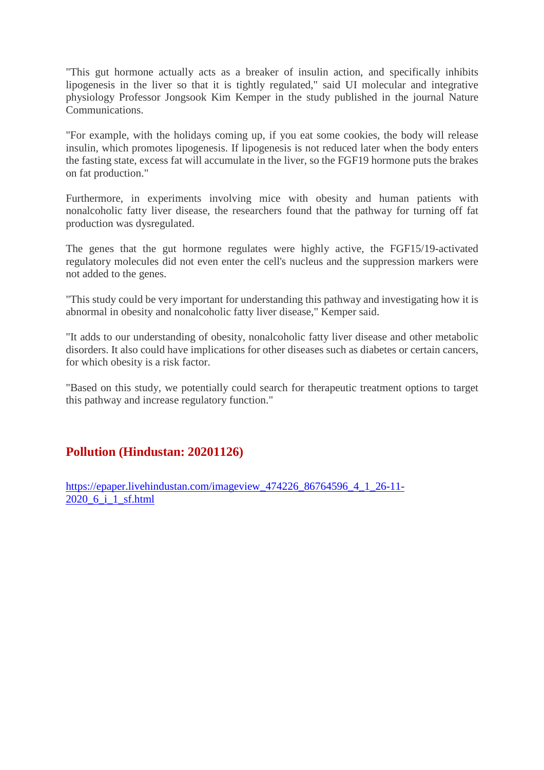"This gut hormone actually acts as a breaker of insulin action, and specifically inhibits lipogenesis in the liver so that it is tightly regulated," said UI molecular and integrative physiology Professor Jongsook Kim Kemper in the study published in the journal Nature Communications.

"For example, with the holidays coming up, if you eat some cookies, the body will release insulin, which promotes lipogenesis. If lipogenesis is not reduced later when the body enters the fasting state, excess fat will accumulate in the liver, so the FGF19 hormone puts the brakes on fat production."

Furthermore, in experiments involving mice with obesity and human patients with nonalcoholic fatty liver disease, the researchers found that the pathway for turning off fat production was dysregulated.

The genes that the gut hormone regulates were highly active, the FGF15/19-activated regulatory molecules did not even enter the cell's nucleus and the suppression markers were not added to the genes.

"This study could be very important for understanding this pathway and investigating how it is abnormal in obesity and nonalcoholic fatty liver disease," Kemper said.

"It adds to our understanding of obesity, nonalcoholic fatty liver disease and other metabolic disorders. It also could have implications for other diseases such as diabetes or certain cancers, for which obesity is a risk factor.

"Based on this study, we potentially could search for therapeutic treatment options to target this pathway and increase regulatory function."

## Pollution (Hindustan: 20201126)

https://epaper.livehindustan.com/imageview_474226_86764596_4_1_26-11-2020_6_i_1_sf.html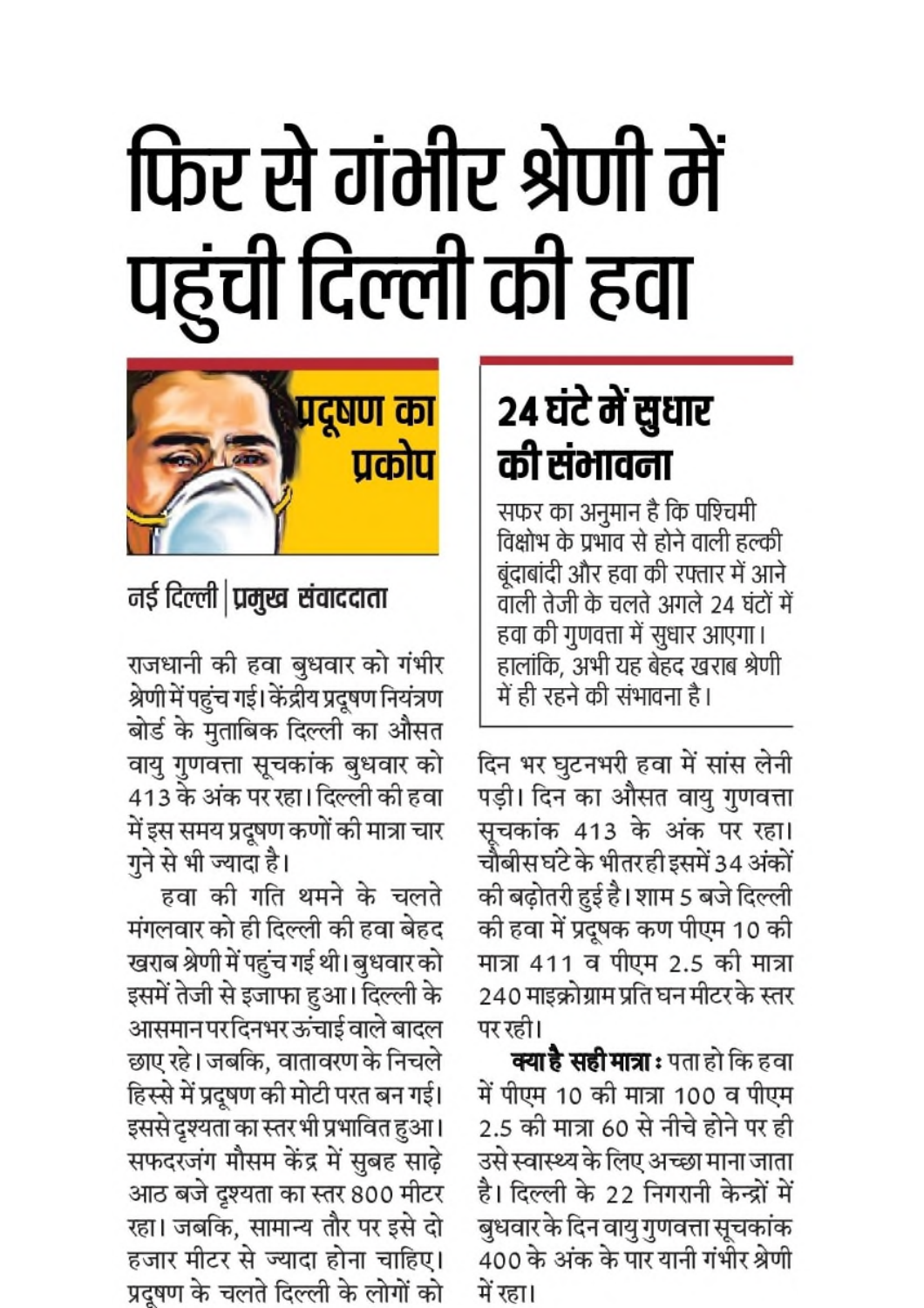# फिर से गंभीर श्रेणी में पहुंची दिल्ली की हवा

प्रदूषण का प्रकोप

नई दिल्ली | प्रमुख संवाददाता

राजधानी की हवा बुधवार को गंभीर श्रेणी में पहुंच गई। केंद्रीय प्रदूषण नियंत्रण बोर्ड के मुताबिक दिल्ली का औसत वायु गुणवत्ता सूचकांक बुधवार को 413 के अंक पर रहा। दिल्ली की हवा में इस समय प्रदूषण कणों की मात्रा चार गुने से भी ज्यादा है।

हवा की गति थमने के चलते मंगलवार को ही दिल्ली की हवा बेहद खराब श्रेणी में पहुंच गई थी। बुधवार को इसमें तेजी से इजाफा हुआ। दिल्ली के आसमान पर दिनभर ऊंचाई वाले बादल छाए रहे। जबकि, वातावरण के निचले हिस्से में प्रदूषण की मोटी परत बन गई। इससे दृश्यता का स्तर भी प्रभावित हुआ। सफदरजंग मौसम केंद्र में सुबह साढ़े आठ बजे दृश्यता का स्तर 800 मीटर रहा। जबकि, सामान्य तौर पर इसे दो हजार मीटर से ज्यादा होना चाहिए। प्रदूषण के चलते दिल्ली के लोगों को दिन भर घुटनभरी हवा में सांस लेनी पड़ी। दिन का औसत वायु गुणवत्ता सूचकांक 413 के अंक पर रहा। चौबीस घंटे के भीतर ही इसमें 34 अंकों की बढ़ोतरी हुई है। शाम 5 बजे दिल्ली की हवा में प्रदूषक कण पीएम 10 की मात्रा 411 व पीएम 2.5 की मात्रा 240 माइक्रोग्राम प्रति घन मीटर के स्तर पर रही।

**क्या है सही मात्रा :** पता हो कि हवा में पीएम 10 की मात्रा 100 व पीएम 2.5 की मात्रा 60 से नीचे होने पर ही उसे स्वास्थ्य के लिए अच्छा माना जाता है। दिल्ली के 22 निगरानी केन्द्रों में बुधवार के दिन वायु गुणवत्ता सूचकांक 400 के अंक के पार यानी गंभीर श्रेणी में रहा।

## 24 घंटे में सुधार की संभावना

सफर का अनुमान है कि पश्चिमी विक्षोभ के प्रभाव से होने वाली हल्की बूंदाबांदी और हवा की रफ्तार में आने वाली तेजी के चलते अगले 24 घंटों में हवा की गुणवत्ता में सुधार आएगा। हालांकि, अभी यह बेहद खराब श्रेणी में ही रहने की संभावना है।